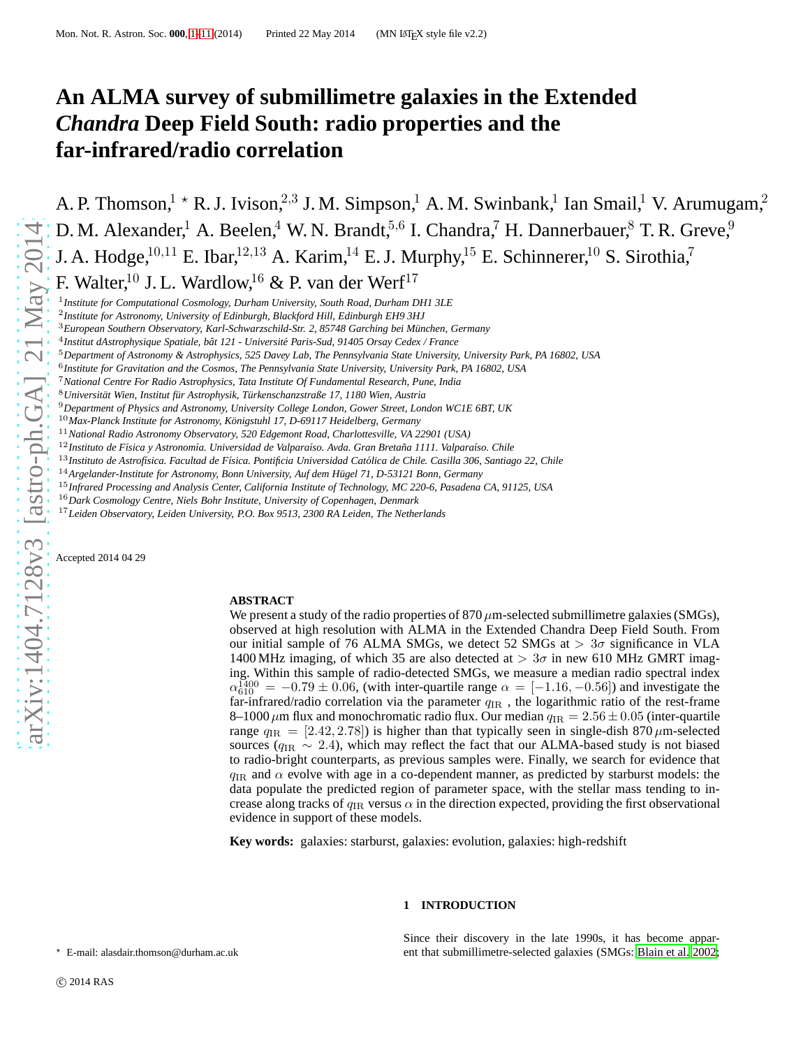# An ALMA survey of submillimetre galaxies in the Extended *Chandra* Deep Field South: radio properties and the far-infrared/radio correlation

A. P. Thomson,[1] ⋆ R. J. Ivison,[2,3] J. M. Simpson,[1] A. M. Swinbank,[1] Ian Smail,[1] V. Arumugam,[2] D. M. Alexander,[1] A. Beelen,[4] W. N. Brandt,[5,6] I. Chandra,[7] H. Dannerbauer,[8] T. R. Greve,[9] J. A. Hodge,[10,11] E. Ibar,[12,13] A. Karim,[14] E. J. Murphy,[15] E. Schinnerer,[10] S. Sirothia,[7] F. Walter,[10] J. L. Wardlow,[16] & P. van der Werf[17]

[1] *Institute for Computational Cosmology, Durham University, South Road, Durham DH1 3LE*
[2] *Institute for Astronomy, University of Edinburgh, Blackford Hill, Edinburgh EH9 3HJ*
[3] *European Southern Observatory, Karl-Schwarzschild-Str. 2, 85748 Garching bei München, Germany*
[4] *Institut dAstrophysique Spatiale, bât 121 - Université Paris-Sud, 91405 Orsay Cedex / France*
[5] *Department of Astronomy & Astrophysics, 525 Davey Lab, The Pennsylvania State University, University Park, PA 16802, USA*
[6] *Institute for Gravitation and the Cosmos, The Pennsylvania State University, University Park, PA 16802, USA*
[7] *National Centre For Radio Astrophysics, Tata Institute Of Fundamental Research, Pune, India*
[8] *Universität Wien, Institut für Astrophysik, Türkenschanzstraße 17, 1180 Wien, Austria*
[9] *Department of Physics and Astronomy, University College London, Gower Street, London WC1E 6BT, UK*
[10] *Max-Planck Institute for Astronomy, Königstuhl 17, D-69117 Heidelberg, Germany*
[11] *National Radio Astronomy Observatory, 520 Edgemont Road, Charlottesville, VA 22901 (USA)*
[12] *Instituto de Física y Astronomía. Universidad de Valparaíso. Avda. Gran Bretaña 1111. Valparaíso. Chile*
[13] *Instituto de Astrofísica. Facultad de Física. Pontificia Universidad Católica de Chile. Casilla 306, Santiago 22, Chile*
[14] *Argelander-Institute for Astronomy, Bonn University, Auf dem Hügel 71, D-53121 Bonn, Germany*
[15] *Infrared Processing and Analysis Center, California Institute of Technology, MC 220-6, Pasadena CA, 91125, USA*
[16] *Dark Cosmology Centre, Niels Bohr Institute, University of Copenhagen, Denmark*
[17] *Leiden Observatory, Leiden University, P.O. Box 9513, 2300 RA Leiden, The Netherlands*

Accepted 2014 04 29

## ABSTRACT

We present a study of the radio properties of 870 $\mu$m-selected submillimetre galaxies (SMGs), observed at high resolution with ALMA in the Extended Chandra Deep Field South. From our initial sample of 76 ALMA SMGs, we detect 52 SMGs at $> 3\sigma$ significance in VLA 1400 MHz imaging, of which 35 are also detected at $> 3\sigma$ in new 610 MHz GMRT imaging. Within this sample of radio-detected SMGs, we measure a median radio spectral index $\alpha_{610}^{1400} = -0.79 \pm 0.06$, (with inter-quartile range $\alpha = [-1.16, -0.56]$) and investigate the far-infrared/radio correlation via the parameter $q_{\rm IR}$ , the logarithmic ratio of the rest-frame 8–1000 $\mu$m flux and monochromatic radio flux. Our median $q_{\rm IR} = 2.56 \pm 0.05$ (inter-quartile range $q_{\rm IR} = [2.42, 2.78]$) is higher than that typically seen in single-dish 870 $\mu$m-selected sources ($q_{\rm IR} \sim 2.4$), which may reflect the fact that our ALMA-based study is not biased to radio-bright counterparts, as previous samples were. Finally, we search for evidence that $q_{\rm IR}$ and $\alpha$ evolve with age in a co-dependent manner, as predicted by starburst models: the data populate the predicted region of parameter space, with the stellar mass tending to increase along tracks of $q_{\rm IR}$ versus $\alpha$ in the direction expected, providing the first observational evidence in support of these models.

**Key words:** galaxies: starburst, galaxies: evolution, galaxies: high-redshift

## 1 INTRODUCTION

Since their discovery in the late 1990s, it has become apparent that submillimetre-selected galaxies (SMGs: Blain et al. 2002;

⋆ E-mail: alasdair.thomson@durham.ac.uk

© 2014 RAS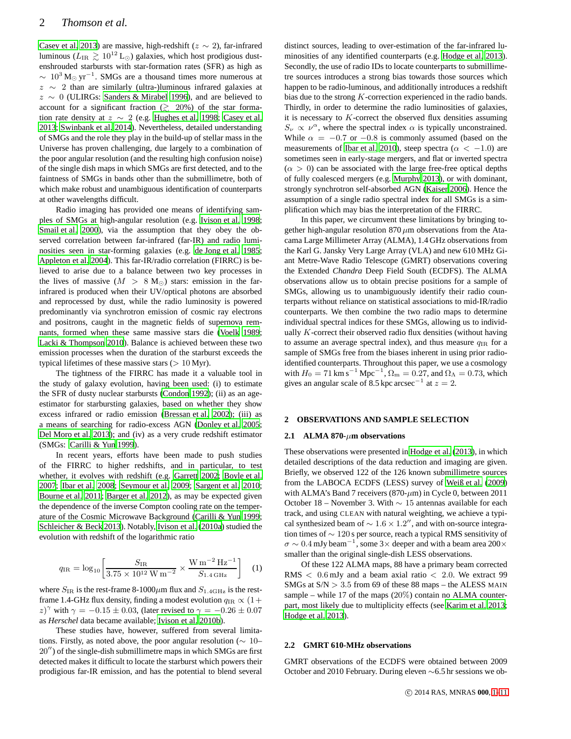Casey et al. 2013) are massive, high-redshift ($z \sim 2$), far-infrared luminous ($L_{\rm IR} \gtrsim 10^{12}\,{\rm L}_\odot$) galaxies, which host prodigious dust-enshrouded starbursts with star-formation rates (SFR) as high as $\sim 10^3\,{\rm M}_\odot\,{\rm yr}^{-1}$. SMGs are a thousand times more numerous at $z \sim 2$ than are similarly (ultra-)luminous infrared galaxies at $z \sim 0$ (ULIRGs: Sanders & Mirabel 1996), and are believed to account for a significant fraction ($\gtrsim 20\%$) of the star formation rate density at $z \sim 2$ (e.g. Hughes et al. 1998; Casey et al. 2013; Swinbank et al. 2014). Nevertheless, detailed understanding of SMGs and the role they play in the build-up of stellar mass in the Universe has proven challenging, due largely to a combination of the poor angular resolution (and the resulting high confusion noise) of the single dish maps in which SMGs are first detected, and to the faintness of SMGs in bands other than the submillimetre, both of which make robust and unambiguous identification of counterparts at other wavelengths difficult.

Radio imaging has provided one means of identifying samples of SMGs at high-angular resolution (e.g. Ivison et al. 1998; Smail et al. 2000), via the assumption that they obey the observed correlation between far-infrared (far-IR) and radio luminosities seen in star-forming galaxies (e.g. de Jong et al. 1985; Appleton et al. 2004). This far-IR/radio correlation (FIRRC) is believed to arise due to a balance between two key processes in the lives of massive ($M > 8\,{\rm M}_\odot$) stars: emission in the far-infrared is produced when their UV/optical photons are absorbed and reprocessed by dust, while the radio luminosity is powered predominantly via synchrotron emission of cosmic ray electrons and positrons, caught in the magnetic fields of supernova remnants, formed when these same massive stars die (Voelk 1989; Lacki & Thompson 2010). Balance is achieved between these two emission processes when the duration of the starburst exceeds the typical lifetimes of these massive stars ($> 10$ Myr).

The tightness of the FIRRC has made it a valuable tool in the study of galaxy evolution, having been used: (i) to estimate the SFR of dusty nuclear starbursts (Condon 1992); (ii) as an age-estimator for starbursting galaxies, based on whether they show excess infrared or radio emission (Bressan et al. 2002); (iii) as a means of searching for radio-excess AGN (Donley et al. 2005; Del Moro et al. 2013); and (iv) as a very crude redshift estimator (SMGs: Carilli & Yun 1999).

In recent years, efforts have been made to push studies of the FIRRC to higher redshifts, and in particular, to test whether, it evolves with redshift (e.g. Garrett 2002; Boyle et al. 2007; Ibar et al. 2008; Seymour et al. 2009; Sargent et al. 2010; Bourne et al. 2011; Barger et al. 2012), as may be expected given the dependence of the inverse Compton cooling rate on the temperature of the Cosmic Microwave Background (Carilli & Yun 1999; Schleicher & Beck 2013). Notably, Ivison et al. (2010a) studied the evolution with redshift of the logarithmic ratio

$$q_{\rm IR} = \log_{10}\left[\frac{S_{\rm IR}}{3.75\times10^{12}\,{\rm W\,m^{-2}}}\times\frac{{\rm W\,m^{-2}\,Hz^{-1}}}{S_{1.4\,{\rm GHz}}}\right] \quad (1)$$

where $S_{\rm IR}$ is the rest-frame 8-1000$\mu$m flux and $S_{1.4{\rm GHz}}$ is the rest-frame 1.4-GHz flux density, finding a modest evolution $q_{\rm IR} \propto (1+z)^\gamma$ with $\gamma = -0.15 \pm 0.03$, (later revised to $\gamma = -0.26 \pm 0.07$ as *Herschel* data became available; Ivison et al. 2010b).

These studies have, however, suffered from several limitations. Firstly, as noted above, the poor angular resolution ($\sim$ 10–20$''$) of the single-dish submillimetre maps in which SMGs are first detected makes it difficult to locate the starburst which powers their prodigious far-IR emission, and has the potential to blend several distinct sources, leading to over-estimation of the far-infrared luminosities of any identified counterparts (e.g. Hodge et al. 2013). Secondly, the use of radio IDs to locate counterparts to submillimetre sources introduces a strong bias towards those sources which happen to be radio-luminous, and additionally introduces a redshift bias due to the strong $K$-correction experienced in the radio bands. Thirdly, in order to determine the radio luminosities of galaxies, it is necessary to $K$-correct the observed flux densities assuming $S_\nu \propto \nu^\alpha$, where the spectral index $\alpha$ is typically unconstrained. While $\alpha = -0.7$ or $-0.8$ is commonly assumed (based on the measurements of Ibar et al. 2010), steep spectra ($\alpha < -1.0$) are sometimes seen in early-stage mergers, and flat or inverted spectra ($\alpha > 0$) can be associated with the large free-free optical depths of fully coalesced mergers (e.g. Murphy 2013), or with dominant, strongly synchrotron self-absorbed AGN (Kaiser 2006). Hence the assumption of a single radio spectral index for all SMGs is a simplification which may bias the interpretation of the FIRRC.

In this paper, we circumvent these limitations by bringing together high-angular resolution 870 $\mu$m observations from the Atacama Large Millimeter Array (ALMA), 1.4 GHz observations from the Karl G. Jansky Very Large Array (VLA) and new 610 MHz Giant Metre-Wave Radio Telescope (GMRT) observations covering the Extended *Chandra* Deep Field South (ECDFS). The ALMA observations allow us to obtain precise positions for a sample of SMGs, allowing us to unambiguously identify their radio counterparts without reliance on statistical associations to mid-IR/radio counterparts. We then combine the two radio maps to determine individual spectral indices for these SMGs, allowing us to individually $K$-correct their observed radio flux densities (without having to assume an average spectral index), and thus measure $q_{\rm IR}$ for a sample of SMGs free from the biases inherent in using prior radio-identified counterparts. Throughout this paper, we use a cosmology with $H_0 = 71\,{\rm km\,s^{-1}\,Mpc^{-1}}$, $\Omega_{\rm m} = 0.27$, and $\Omega_\Lambda = 0.73$, which gives an angular scale of 8.5 kpc arcsec$^{-1}$ at $z = 2$.

## 2 OBSERVATIONS AND SAMPLE SELECTION

### 2.1 ALMA 870-$\mu$m observations

These observations were presented in Hodge et al. (2013), in which detailed descriptions of the data reduction and imaging are given. Briefly, we observed 122 of the 126 known submillimetre sources from the LABOCA ECDFS (LESS) survey of Weiß et al. (2009) with ALMA's Band 7 receivers (870-$\mu$m) in Cycle 0, between 2011 October 18 – November 3. With $\sim$ 15 antennas available for each track, and using CLEAN with natural weighting, we achieve a typical synthesized beam of $\sim 1.6 \times 1.2''$, and with on-source integration times of $\sim$ 120 s per source, reach a typical RMS sensitivity of $\sigma \sim 0.4\,{\rm mJy\,beam^{-1}}$, some 3$\times$ deeper and with a beam area 200$\times$ smaller than the original single-dish LESS observations.

Of these 122 ALMA maps, 88 have a primary beam corrected RMS $<$ 0.6 mJy and a beam axial ratio $<$ 2.0. We extract 99 SMGs at S/N $>$ 3.5 from 69 of these 88 maps – the ALESS MAIN sample – while 17 of the maps (20%) contain no ALMA counterpart, most likely due to multiplicity effects (see Karim et al. 2013; Hodge et al. 2013).

### 2.2 GMRT 610-MHz observations

GMRT observations of the ECDFS were obtained between 2009 October and 2010 February. During eleven $\sim$6.5 hr sessions we ob-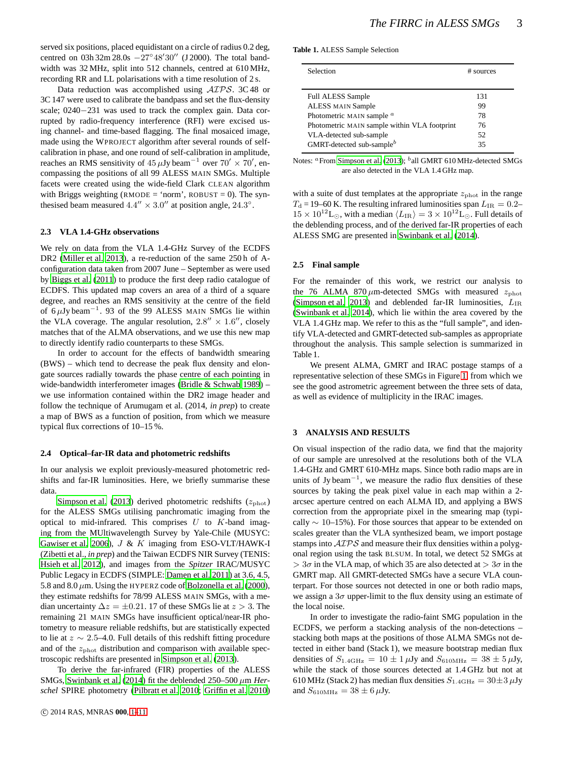served six positions, placed equidistant on a circle of radius 0.2 deg, centred on 03h 32m 28.0s $-27°48'30''$ (J 2000). The total bandwidth was 32 MHz, split into 512 channels, centred at 610 MHz, recording RR and LL polarisations with a time resolution of 2 s.

Data reduction was accomplished using $\mathcal{AIPS}$. 3C 48 or 3C 147 were used to calibrate the bandpass and set the flux-density scale; 0240−231 was used to track the complex gain. Data corrupted by radio-frequency interference (RFI) were excised using channel- and time-based flagging. The final mosaiced image, made using the WPROJECT algorithm after several rounds of self-calibration in phase, and one round of self-calibration in amplitude, reaches an RMS sensitivity of $45\,\mu$Jy beam$^{-1}$ over $70' \times 70'$, encompassing the positions of all 99 ALESS MAIN SMGs. Multiple facets were created using the wide-field Clark CLEAN algorithm with Briggs weighting (RMODE = 'norm', ROBUST = 0). The synthesised beam measured $4.4'' \times 3.0''$ at position angle, $24.3°$.

### 2.3 VLA 1.4-GHz observations

We rely on data from the VLA 1.4-GHz Survey of the ECDFS DR2 (Miller et al. 2013), a re-reduction of the same 250 h of A-configuration data taken from 2007 June – September as were used by Biggs et al. (2011) to produce the first deep radio catalogue of ECDFS. This updated map covers an area of a third of a square degree, and reaches an RMS sensitivity at the centre of the field of $6\,\mu$Jy beam$^{-1}$. 93 of the 99 ALESS MAIN SMGs lie within the VLA coverage. The angular resolution, $2.8'' \times 1.6''$, closely matches that of the ALMA observations, and we use this new map to directly identify radio counterparts to these SMGs.

In order to account for the effects of bandwidth smearing (BWS) – which tend to decrease the peak flux density and elongate sources radially towards the phase centre of each pointing in wide-bandwidth interferometer images (Bridle & Schwab 1989) – we use information contained within the DR2 image header and follow the technique of Arumugam et al. (2014, *in prep*) to create a map of BWS as a function of position, from which we measure typical flux corrections of 10–15 %.

### 2.4 Optical–far-IR data and photometric redshifts

In our analysis we exploit previously-measured photometric redshifts and far-IR luminosities. Here, we briefly summarise these data.

Simpson et al. (2013) derived photometric redshifts ($z_{\rm phot}$) for the ALESS SMGs utilising panchromatic imaging from the optical to mid-infrared. This comprises $U$ to $K$-band imaging from the MUltiwavelength Survey by Yale-Chile (MUSYC: Gawiser et al. 2006), $J$ & $K$ imaging from ESO-VLT/HAWK-I (Zibetti et al., *in prep*) and the Taiwan ECDFS NIR Survey (TENIS: Hsieh et al. 2012), and images from the *Spitzer* IRAC/MUSYC Public Legacy in ECDFS (SIMPLE: Damen et al. 2011) at 3.6, 4.5, 5.8 and 8.0 $\mu$m. Using the HYPERZ code of Bolzonella et al. (2000), they estimate redshifts for 78/99 ALESS MAIN SMGs, with a median uncertainty $\Delta z = \pm 0.21$. 17 of these SMGs lie at $z > 3$. The remaining 21 MAIN SMGs have insufficient optical/near-IR photometry to measure reliable redshifts, but are statistically expected to lie at $z \sim 2.5$–4.0. Full details of this redshift fitting procedure and of the $z_{\rm phot}$ distribution and comparison with available spectroscopic redshifts are presented in Simpson et al. (2013).

To derive the far-infrared (FIR) properties of the ALESS SMGs, Swinbank et al. (2014) fit the deblended 250–500 $\mu$m *Herschel* SPIRE photometry (Pilbratt et al. 2010; Griffin et al. 2010) with a suite of dust templates at the appropriate $z_{\rm phot}$ in the range $T_{\rm d}$ = 19–60 K. The resulting infrared luminosities span $L_{\rm IR} = 0.2$–$15 \times 10^{12}$L$_\odot$, with a median $\langle L_{\rm IR} \rangle = 3 \times 10^{12}$L$_\odot$. Full details of the deblending process, and of the derived far-IR properties of each ALESS SMG are presented in Swinbank et al. (2014).

**Table 1.** ALESS Sample Selection

| Selection | # sources |
|---|---|
| Full ALESS Sample | 131 |
| ALESS MAIN Sample | 99 |
| Photometric MAIN sample [a] | 78 |
| Photometric MAIN sample within VLA footprint | 76 |
| VLA-detected sub-sample | 52 |
| GMRT-detected sub-sample[b] | 35 |

Notes: [a] From Simpson et al. (2013); [b] all GMRT 610 MHz-detected SMGs are also detected in the VLA 1.4 GHz map.

### 2.5 Final sample

For the remainder of this work, we restrict our analysis to the 76 ALMA 870 $\mu$m-detected SMGs with measured $z_{\rm phot}$ (Simpson et al. 2013) and deblended far-IR luminosities, $L_{\rm IR}$ (Swinbank et al. 2014), which lie within the area covered by the VLA 1.4 GHz map. We refer to this as the "full sample", and identify VLA-detected and GMRT-detected sub-samples as appropriate throughout the analysis. This sample selection is summarized in Table 1.

We present ALMA, GMRT and IRAC postage stamps of a representative selection of these SMGs in Figure 1, from which we see the good astrometric agreement between the three sets of data, as well as evidence of multiplicity in the IRAC images.

## 3 ANALYSIS AND RESULTS

On visual inspection of the radio data, we find that the majority of our sample are unresolved at the resolutions both of the VLA 1.4-GHz and GMRT 610-MHz maps. Since both radio maps are in units of Jy beam$^{-1}$, we measure the radio flux densities of these sources by taking the peak pixel value in each map within a 2-arcsec aperture centred on each ALMA ID, and applying a BWS correction from the appropriate pixel in the smearing map (typically $\sim$ 10–15%). For those sources that appear to be extended on scales greater than the VLA synthesized beam, we import postage stamps into $\mathcal{AIPS}$ and measure their flux densities within a polygonal region using the task BLSUM. In total, we detect 52 SMGs at $> 3\sigma$ in the VLA map, of which 35 are also detected at $> 3\sigma$ in the GMRT map. All GMRT-detected SMGs have a secure VLA counterpart. For those sources not detected in one or both radio maps, we assign a $3\sigma$ upper-limit to the flux density using an estimate of the local noise.

In order to investigate the radio-faint SMG population in the ECDFS, we perform a stacking analysis of the non-detections – stacking both maps at the positions of those ALMA SMGs not detected in either band (Stack 1), we measure bootstrap median flux densities of $S_{1.4\rm GHz} = 10 \pm 1\,\mu$Jy and $S_{610\rm MHz} = 38 \pm 5\,\mu$Jy, while the stack of those sources detected at 1.4 GHz but not at 610 MHz (Stack 2) has median flux densities $S_{1.4\rm GHz} = 30 \pm 3\,\mu$Jy and $S_{610\rm MHz} = 38 \pm 6\,\mu$Jy.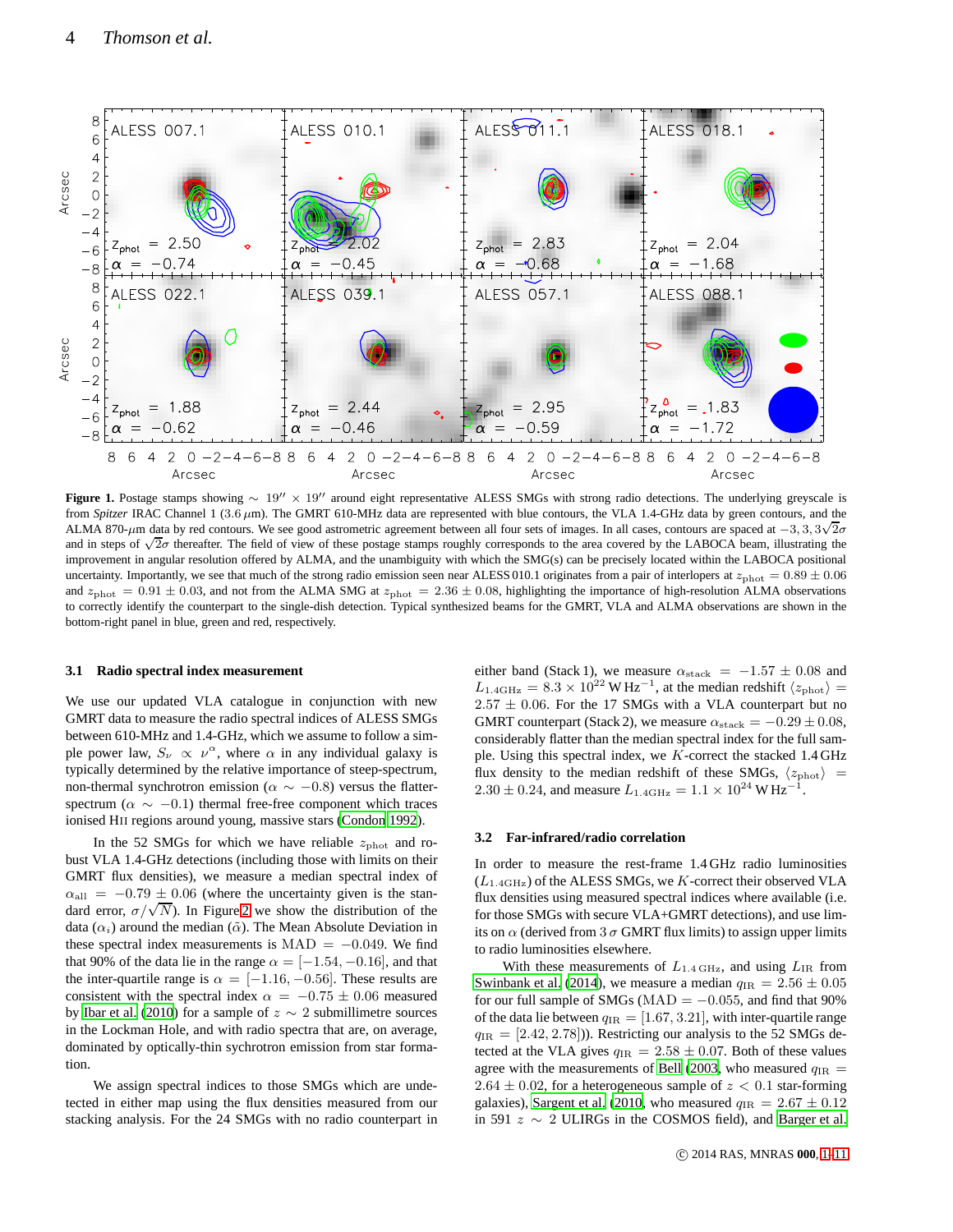**Figure 1.** Postage stamps showing $\sim 19'' \times 19''$ around eight representative ALESS SMGs with strong radio detections. The underlying greyscale is from *Spitzer* IRAC Channel 1 (3.6 $\mu$m). The GMRT 610-MHz data are represented with blue contours, the VLA 1.4-GHz data by green contours, and the ALMA 870-$\mu$m data by red contours. We see good astrometric agreement between all four sets of images. In all cases, contours are spaced at $-3, 3, 3\sqrt{2}\sigma$ and in steps of $\sqrt{2}\sigma$ thereafter. The field of view of these postage stamps roughly corresponds to the area covered by the LABOCA beam, illustrating the improvement in angular resolution offered by ALMA, and the unambiguity with which the SMG(s) can be precisely located within the LABOCA positional uncertainty. Importantly, we see that much of the strong radio emission seen near ALESS 010.1 originates from a pair of interlopers at $z_{\rm phot} = 0.89 \pm 0.06$ and $z_{\rm phot} = 0.91 \pm 0.03$, and not from the ALMA SMG at $z_{\rm phot} = 2.36 \pm 0.08$, highlighting the importance of high-resolution ALMA observations to correctly identify the counterpart to the single-dish detection. Typical synthesized beams for the GMRT, VLA and ALMA observations are shown in the bottom-right panel in blue, green and red, respectively.

### 3.1 Radio spectral index measurement

We use our updated VLA catalogue in conjunction with new GMRT data to measure the radio spectral indices of ALESS SMGs between 610-MHz and 1.4-GHz, which we assume to follow a simple power law, $S_\nu \propto \nu^\alpha$, where $\alpha$ in any individual galaxy is typically determined by the relative importance of steep-spectrum, non-thermal synchrotron emission ($\alpha \sim -0.8$) versus the flatter-spectrum ($\alpha \sim -0.1$) thermal free-free component which traces ionised HII regions around young, massive stars (Condon 1992).

In the 52 SMGs for which we have reliable $z_{\rm phot}$ and robust VLA 1.4-GHz detections (including those with limits on their GMRT flux densities), we measure a median spectral index of $\alpha_{\rm all} = -0.79 \pm 0.06$ (where the uncertainty given is the standard error, $\sigma/\sqrt{N}$). In Figure 2 we show the distribution of the data ($\alpha_i$) around the median ($\tilde{\alpha}$). The Mean Absolute Deviation in these spectral index measurements is MAD $= -0.049$. We find that 90% of the data lie in the range $\alpha = [-1.54, -0.16]$, and that the inter-quartile range is $\alpha = [-1.16, -0.56]$. These results are consistent with the spectral index $\alpha = -0.75 \pm 0.06$ measured by Ibar et al. (2010) for a sample of $z \sim 2$ submillimetre sources in the Lockman Hole, and with radio spectra that are, on average, dominated by optically-thin sychrotron emission from star formation.

We assign spectral indices to those SMGs which are undetected in either map using the flux densities measured from our stacking analysis. For the 24 SMGs with no radio counterpart in either band (Stack 1), we measure $\alpha_{\rm stack} = -1.57 \pm 0.08$ and $L_{\rm 1.4GHz} = 8.3 \times 10^{22}$ W Hz$^{-1}$, at the median redshift $\langle z_{\rm phot} \rangle = 2.57 \pm 0.06$. For the 17 SMGs with a VLA counterpart but no GMRT counterpart (Stack 2), we measure $\alpha_{\rm stack} = -0.29 \pm 0.08$, considerably flatter than the median spectral index for the full sample. Using this spectral index, we $K$-correct the stacked 1.4 GHz flux density to the median redshift of these SMGs, $\langle z_{\rm phot} \rangle = 2.30 \pm 0.24$, and measure $L_{\rm 1.4GHz} = 1.1 \times 10^{24}$ W Hz$^{-1}$.

### 3.2 Far-infrared/radio correlation

In order to measure the rest-frame 1.4 GHz radio luminosities ($L_{\rm 1.4GHz}$) of the ALESS SMGs, we $K$-correct their observed VLA flux densities using measured spectral indices where available (i.e. for those SMGs with secure VLA+GMRT detections), and use limits on $\alpha$ (derived from $3\,\sigma$ GMRT flux limits) to assign upper limits to radio luminosities elsewhere.

With these measurements of $L_{\rm 1.4\,GHz}$, and using $L_{\rm IR}$ from Swinbank et al. (2014), we measure a median $q_{\rm IR} = 2.56 \pm 0.05$ for our full sample of SMGs (MAD $= -0.055$, and find that 90% of the data lie between $q_{\rm IR} = [1.67, 3.21]$, with inter-quartile range $q_{\rm IR} = [2.42, 2.78]$). Restricting our analysis to the 52 SMGs detected at the VLA gives $q_{\rm IR} = 2.58 \pm 0.07$. Both of these values agree with the measurements of Bell (2003, who measured $q_{\rm IR} = 2.64 \pm 0.02$, for a heterogeneous sample of $z < 0.1$ star-forming galaxies), Sargent et al. (2010, who measured $q_{\rm IR} = 2.67 \pm 0.12$ in 591 $z \sim 2$ ULIRGs in the COSMOS field), and Barger et al.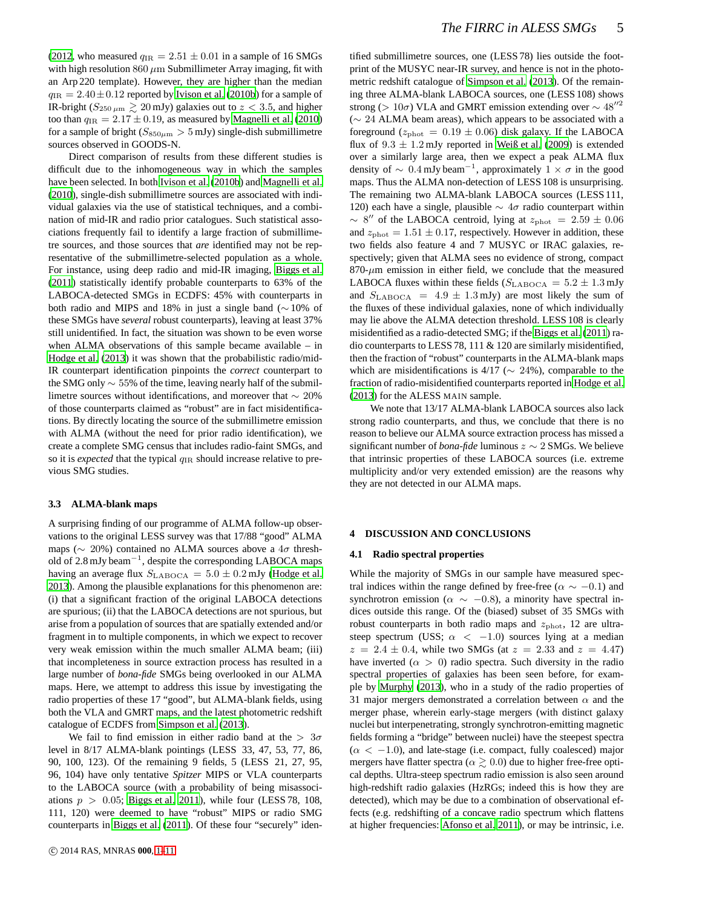(2012, who measured $q_{\rm IR} = 2.51 \pm 0.01$ in a sample of 16 SMGs with high resolution $860\,\mu$m Submillimeter Array imaging, fit with an Arp 220 template). However, they are higher than the median $q_{\rm IR} = 2.40 \pm 0.12$ reported by Ivison et al. (2010b) for a sample of IR-bright ($S_{250\,\mu{\rm m}} \gtrsim 20$ mJy) galaxies out to $z < 3.5$, and higher too than $q_{\rm IR} = 2.17 \pm 0.19$, as measured by Magnelli et al. (2010) for a sample of bright ($S_{850\mu{\rm m}} > 5$ mJy) single-dish submillimetre sources observed in GOODS-N.

Direct comparison of results from these different studies is difficult due to the inhomogeneous way in which the samples have been selected. In both Ivison et al. (2010b) and Magnelli et al. (2010), single-dish submillimetre sources are associated with individual galaxies via the use of statistical techniques, and a combination of mid-IR and radio prior catalogues. Such statistical associations frequently fail to identify a large fraction of submillimetre sources, and those sources that *are* identified may not be representative of the submillimetre-selected population as a whole. For instance, using deep radio and mid-IR imaging, Biggs et al. (2011) statistically identify probable counterparts to 63% of the LABOCA-detected SMGs in ECDFS: 45% with counterparts in both radio and MIPS and 18% in just a single band ($\sim$10% of these SMGs have *several* robust counterparts), leaving at least 37% still unidentified. In fact, the situation was shown to be even worse when ALMA observations of this sample became available – in Hodge et al. (2013) it was shown that the probabilistic radio/mid-IR counterpart identification pinpoints the *correct* counterpart to the SMG only $\sim 55$% of the time, leaving nearly half of the submillimetre sources without identifications, and moreover that $\sim 20$% of those counterparts claimed as "robust" are in fact misidentifications. By directly locating the source of the submillimetre emission with ALMA (without the need for prior radio identification), we create a complete SMG census that includes radio-faint SMGs, and so it is *expected* that the typical $q_{\rm IR}$ should increase relative to previous SMG studies.

### 3.3 ALMA-blank maps

A surprising finding of our programme of ALMA follow-up observations to the original LESS survey was that 17/88 "good" ALMA maps ($\sim$ 20%) contained no ALMA sources above a $4\sigma$ threshold of 2.8 mJy beam$^{-1}$, despite the corresponding LABOCA maps having an average flux $S_{\rm LABOCA} = 5.0 \pm 0.2$ mJy (Hodge et al. 2013). Among the plausible explanations for this phenomenon are: (i) that a significant fraction of the original LABOCA detections are spurious; (ii) that the LABOCA detections are not spurious, but arise from a population of sources that are spatially extended and/or fragment in to multiple components, in which we expect to recover very weak emission within the much smaller ALMA beam; (iii) that incompleteness in source extraction process has resulted in a large number of *bona-fide* SMGs being overlooked in our ALMA maps. Here, we attempt to address this issue by investigating the radio properties of these 17 "good", but ALMA-blank fields, using both the VLA and GMRT maps, and the latest photometric redshift catalogue of ECDFS from Simpson et al. (2013).

We fail to find emission in either radio band at the $> 3\sigma$ level in 8/17 ALMA-blank pointings (LESS 33, 47, 53, 77, 86, 90, 100, 123). Of the remaining 9 fields, 5 (LESS 21, 27, 95, 96, 104) have only tentative *Spitzer* MIPS or VLA counterparts to the LABOCA source (with a probability of being misassociations $p > 0.05$; Biggs et al. 2011), while four (LESS 78, 108, 111, 120) were deemed to have "robust" MIPS or radio SMG counterparts in Biggs et al. (2011). Of these four "securely" identified submillimetre sources, one (LESS 78) lies outside the footprint of the MUSYC near-IR survey, and hence is not in the photometric redshift catalogue of Simpson et al. (2013). Of the remaining three ALMA-blank LABOCA sources, one (LESS 108) shows strong ($> 10\sigma$) VLA and GMRT emission extending over $\sim 48''^2$ ($\sim$ 24 ALMA beam areas), which appears to be associated with a foreground ($z_{\rm phot} = 0.19 \pm 0.06$) disk galaxy. If the LABOCA flux of $9.3 \pm 1.2$ mJy reported in Weiß et al. (2009) is extended over a similarly large area, then we expect a peak ALMA flux density of $\sim 0.4$ mJy beam$^{-1}$, approximately $1 \times \sigma$ in the good maps. Thus the ALMA non-detection of LESS 108 is unsurprising. The remaining two ALMA-blank LABOCA sources (LESS 111, 120) each have a single, plausible $\sim 4\sigma$ radio counterpart within $\sim 8''$ of the LABOCA centroid, lying at $z_{\rm phot} = 2.59 \pm 0.06$ and $z_{\rm phot} = 1.51 \pm 0.17$, respectively. However in addition, these two fields also feature 4 and 7 MUSYC or IRAC galaxies, respectively; given that ALMA sees no evidence of strong, compact 870-$\mu$m emission in either field, we conclude that the measured LABOCA fluxes within these fields ($S_{\rm LABOCA} = 5.2 \pm 1.3$ mJy and $S_{\rm LABOCA} = 4.9 \pm 1.3$ mJy) are most likely the sum of the fluxes of these individual galaxies, none of which individually may lie above the ALMA detection threshold. LESS 108 is clearly misidentified as a radio-detected SMG; if the Biggs et al. (2011) radio counterparts to LESS 78, 111 & 120 are similarly misidentified, then the fraction of "robust" counterparts in the ALMA-blank maps which are misidentifications is 4/17 ($\sim$ 24%), comparable to the fraction of radio-misidentified counterparts reported in Hodge et al. (2013) for the ALESS MAIN sample.

We note that 13/17 ALMA-blank LABOCA sources also lack strong radio counterparts, and thus, we conclude that there is no reason to believe our ALMA source extraction process has missed a significant number of *bona-fide* luminous $z \sim 2$ SMGs. We believe that intrinsic properties of these LABOCA sources (i.e. extreme multiplicity and/or very extended emission) are the reasons why they are not detected in our ALMA maps.

## 4 DISCUSSION AND CONCLUSIONS

### 4.1 Radio spectral properties

While the majority of SMGs in our sample have measured spectral indices within the range defined by free-free ($\alpha \sim -0.1$) and synchrotron emission ($\alpha \sim -0.8$), a minority have spectral indices outside this range. Of the (biased) subset of 35 SMGs with robust counterparts in both radio maps and $z_{\rm phot}$, 12 are ultra-steep spectrum (USS; $\alpha < -1.0$) sources lying at a median $z = 2.4 \pm 0.4$, while two SMGs (at $z = 2.33$ and $z = 4.47$) have inverted ($\alpha > 0$) radio spectra. Such diversity in the radio spectral properties of galaxies has been seen before, for example by Murphy (2013), who in a study of the radio properties of 31 major mergers demonstrated a correlation between $\alpha$ and the merger phase, wherein early-stage mergers (with distinct galaxy nuclei but interpenetrating, strongly synchrotron-emitting magnetic fields forming a "bridge" between nuclei) have the steepest spectra ($\alpha < -1.0$), and late-stage (i.e. compact, fully coalesced) major mergers have flatter spectra ($\alpha \gtrsim 0.0$) due to higher free-free optical depths. Ultra-steep spectrum radio emission is also seen around high-redshift radio galaxies (HzRGs; indeed this is how they are detected), which may be due to a combination of observational effects (e.g. redshifting of a concave radio spectrum which flattens at higher frequencies: Afonso et al. 2011), or may be intrinsic, i.e.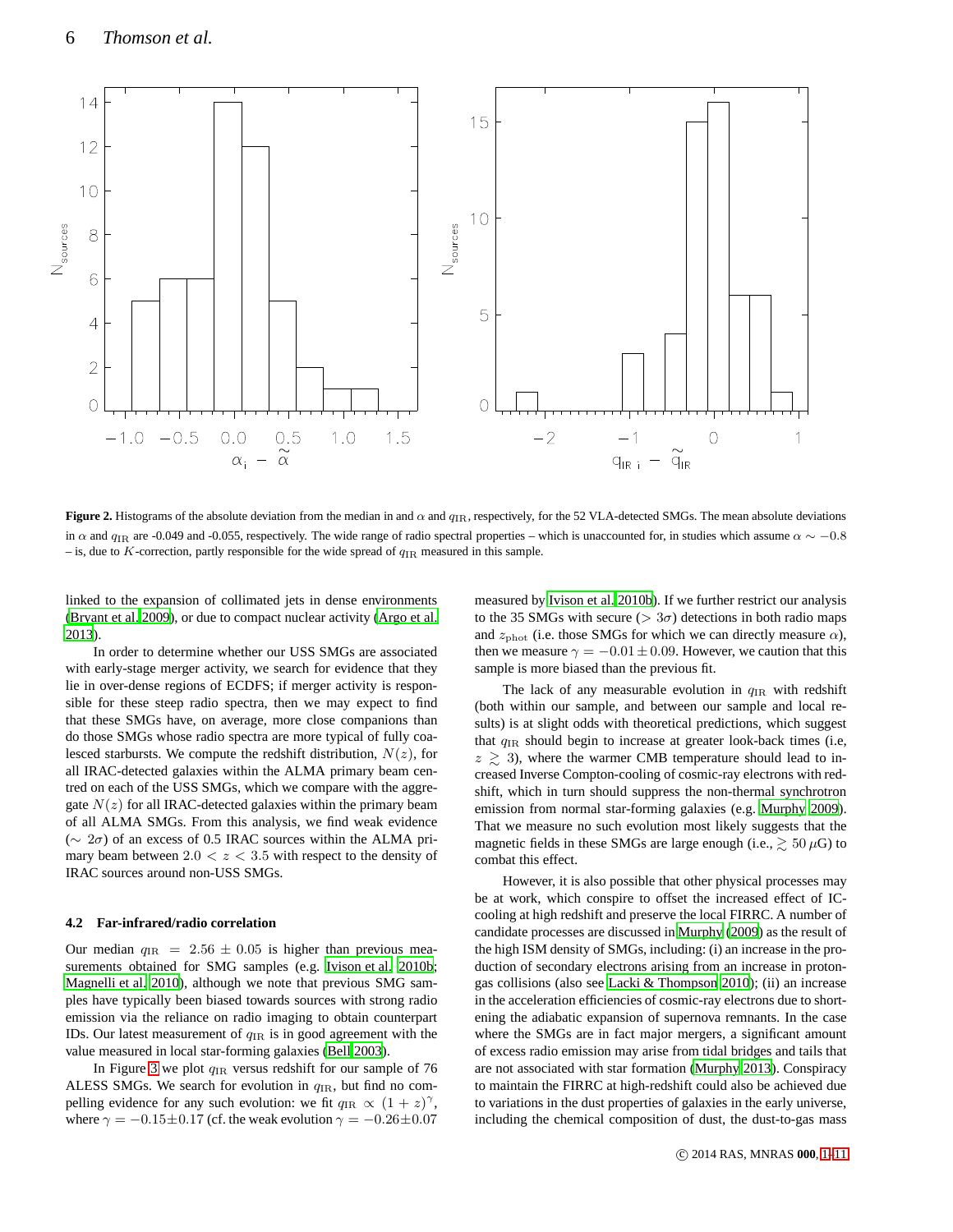**Figure 2.** Histograms of the absolute deviation from the median in and $\alpha$ and $q_{\rm IR}$, respectively, for the 52 VLA-detected SMGs. The mean absolute deviations in $\alpha$ and $q_{\rm IR}$ are -0.049 and -0.055, respectively. The wide range of radio spectral properties – which is unaccounted for, in studies which assume $\alpha \sim -0.8$ – is, due to $K$-correction, partly responsible for the wide spread of $q_{\rm IR}$ measured in this sample.

linked to the expansion of collimated jets in dense environments (Bryant et al. 2009), or due to compact nuclear activity (Argo et al. 2013).

In order to determine whether our USS SMGs are associated with early-stage merger activity, we search for evidence that they lie in over-dense regions of ECDFS; if merger activity is responsible for these steep radio spectra, then we may expect to find that these SMGs have, on average, more close companions than do those SMGs whose radio spectra are more typical of fully coalesced starbursts. We compute the redshift distribution, $N(z)$, for all IRAC-detected galaxies within the ALMA primary beam centred on each of the USS SMGs, which we compare with the aggregate $N(z)$ for all IRAC-detected galaxies within the primary beam of all ALMA SMGs. From this analysis, we find weak evidence ($\sim 2\sigma$) of an excess of 0.5 IRAC sources within the ALMA primary beam between $2.0 < z < 3.5$ with respect to the density of IRAC sources around non-USS SMGs.

### 4.2 Far-infrared/radio correlation

Our median $q_{\rm IR} = 2.56 \pm 0.05$ is higher than previous measurements obtained for SMG samples (e.g. Ivison et al. 2010b; Magnelli et al. 2010), although we note that previous SMG samples have typically been biased towards sources with strong radio emission via the reliance on radio imaging to obtain counterpart IDs. Our latest measurement of $q_{\rm IR}$ is in good agreement with the value measured in local star-forming galaxies (Bell 2003).

In Figure 3 we plot $q_{\rm IR}$ versus redshift for our sample of 76 ALESS SMGs. We search for evolution in $q_{\rm IR}$, but find no compelling evidence for any such evolution: we fit $q_{\rm IR} \propto (1+z)^{\gamma}$, where $\gamma = -0.15 \pm 0.17$ (cf. the weak evolution $\gamma = -0.26 \pm 0.07$ measured by Ivison et al. 2010b). If we further restrict our analysis to the 35 SMGs with secure ($> 3\sigma$) detections in both radio maps and $z_{\rm phot}$ (i.e. those SMGs for which we can directly measure $\alpha$), then we measure $\gamma = -0.01 \pm 0.09$. However, we caution that this sample is more biased than the previous fit.

The lack of any measurable evolution in $q_{\rm IR}$ with redshift (both within our sample, and between our sample and local results) is at slight odds with theoretical predictions, which suggest that $q_{\rm IR}$ should begin to increase at greater look-back times (i.e, $z \gtrsim 3$), where the warmer CMB temperature should lead to increased Inverse Compton-cooling of cosmic-ray electrons with redshift, which in turn should suppress the non-thermal synchrotron emission from normal star-forming galaxies (e.g. Murphy 2009). That we measure no such evolution most likely suggests that the magnetic fields in these SMGs are large enough (i.e., $\gtrsim 50\,\mu$G) to combat this effect.

However, it is also possible that other physical processes may be at work, which conspire to offset the increased effect of IC-cooling at high redshift and preserve the local FIRRC. A number of candidate processes are discussed in Murphy (2009) as the result of the high ISM density of SMGs, including: (i) an increase in the production of secondary electrons arising from an increase in proton-gas collisions (also see Lacki & Thompson 2010); (ii) an increase in the acceleration efficiencies of cosmic-ray electrons due to shortening the adiabatic expansion of supernova remnants. In the case where the SMGs are in fact major mergers, a significant amount of excess radio emission may arise from tidal bridges and tails that are not associated with star formation (Murphy 2013). Conspiracy to maintain the FIRRC at high-redshift could also be achieved due to variations in the dust properties of galaxies in the early universe, including the chemical composition of dust, the dust-to-gas mass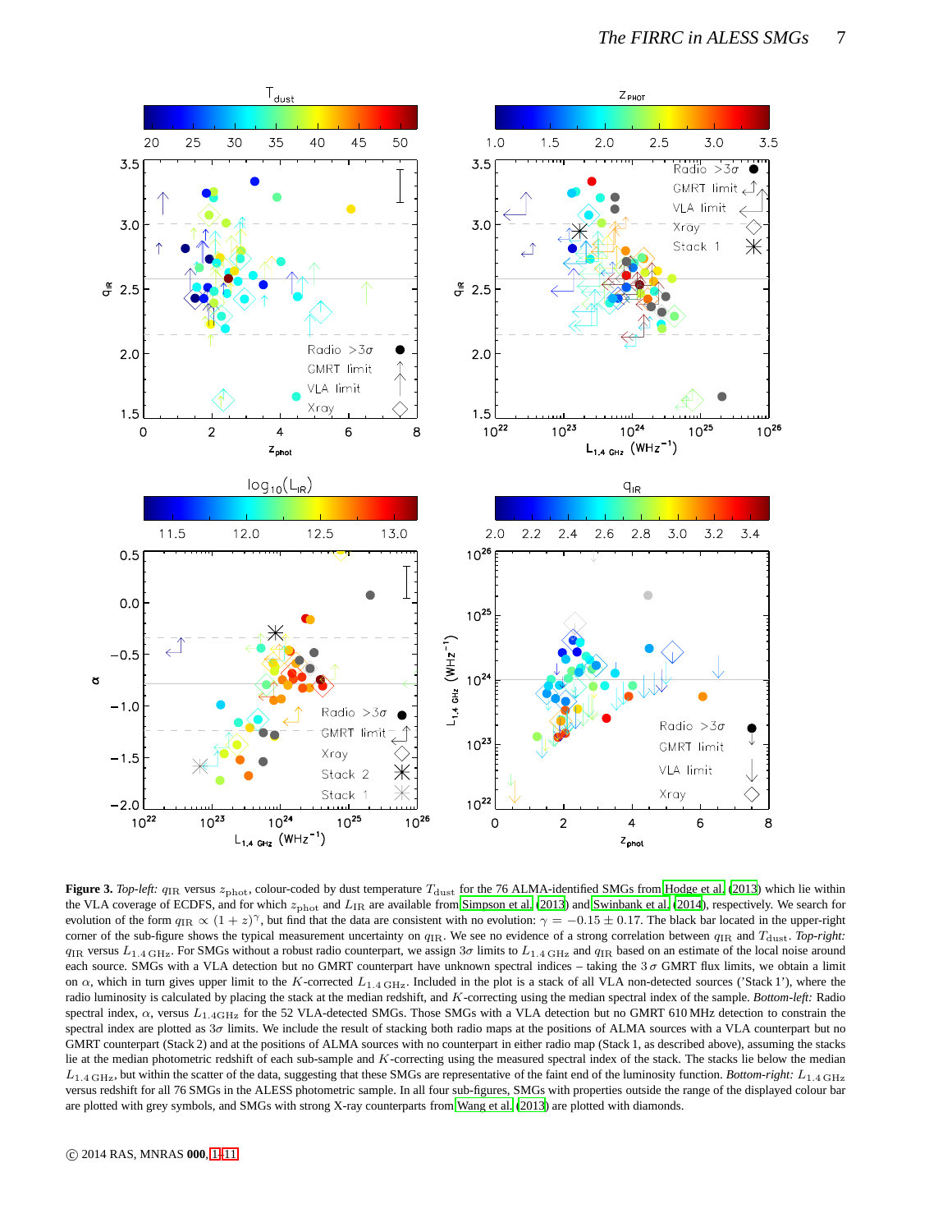**Figure 3.** *Top-left:* $q_{\rm IR}$ versus $z_{\rm phot}$, colour-coded by dust temperature $T_{\rm dust}$ for the 76 ALMA-identified SMGs from Hodge et al. (2013) which lie within the VLA coverage of ECDFS, and for which $z_{\rm phot}$ and $L_{\rm IR}$ are available from Simpson et al. (2013) and Swinbank et al. (2014), respectively. We search for evolution of the form $q_{\rm IR} \propto (1+z)^{\gamma}$, but find that the data are consistent with no evolution: $\gamma = -0.15 \pm 0.17$. The black bar located in the upper-right corner of the sub-figure shows the typical measurement uncertainty on $q_{\rm IR}$. We see no evidence of a strong correlation between $q_{\rm IR}$ and $T_{\rm dust}$. *Top-right:* $q_{\rm IR}$ versus $L_{1.4\,{\rm GHz}}$. For SMGs without a robust radio counterpart, we assign $3\sigma$ limits to $L_{1.4\,{\rm GHz}}$ and $q_{\rm IR}$ based on an estimate of the local noise around each source. SMGs with a VLA detection but no GMRT counterpart have unknown spectral indices – taking the $3\,\sigma$ GMRT flux limits, we obtain a limit on $\alpha$, which in turn gives upper limit to the $K$-corrected $L_{1.4\,{\rm GHz}}$. Included in the plot is a stack of all VLA non-detected sources ('Stack 1'), where the radio luminosity is calculated by placing the stack at the median redshift, and $K$-correcting using the median spectral index of the sample. *Bottom-left:* Radio spectral index, $\alpha$, versus $L_{1.4{\rm GHz}}$ for the 52 VLA-detected SMGs. Those SMGs with a VLA detection but no GMRT 610 MHz detection to constrain the spectral index are plotted as $3\sigma$ limits. We include the result of stacking both radio maps at the positions of ALMA sources with a VLA counterpart but no GMRT counterpart (Stack 2) and at the positions of ALMA sources with no counterpart in either radio map (Stack 1, as described above), assuming the stacks lie at the median photometric redshift of each sub-sample and $K$-correcting using the measured spectral index of the stack. The stacks lie below the median $L_{1.4\,{\rm GHz}}$, but within the scatter of the data, suggesting that these SMGs are representative of the faint end of the luminosity function. *Bottom-right:* $L_{1.4\,{\rm GHz}}$ versus redshift for all 76 SMGs in the ALESS photometric sample. In all four sub-figures, SMGs with properties outside the range of the displayed colour bar are plotted with grey symbols, and SMGs with strong X-ray counterparts from Wang et al. (2013) are plotted with diamonds.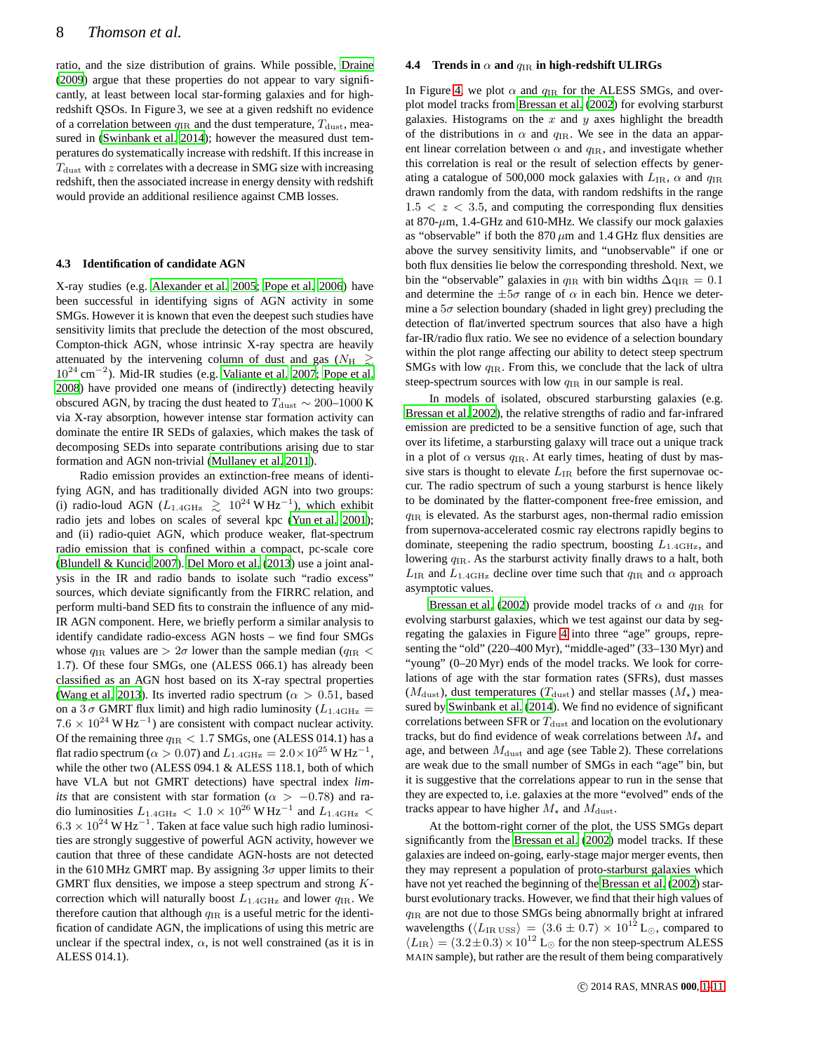ratio, and the size distribution of grains. While possible, Draine (2009) argue that these properties do not appear to vary significantly, at least between local star-forming galaxies and for high-redshift QSOs. In Figure 3, we see at a given redshift no evidence of a correlation between $q_{\rm IR}$ and the dust temperature, $T_{\rm dust}$, measured in (Swinbank et al. 2014); however the measured dust temperatures do systematically increase with redshift. If this increase in $T_{\rm dust}$ with $z$ correlates with a decrease in SMG size with increasing redshift, then the associated increase in energy density with redshift would provide an additional resilience against CMB losses.

### 4.3 Identification of candidate AGN

X-ray studies (e.g. Alexander et al. 2005; Pope et al. 2006) have been successful in identifying signs of AGN activity in some SMGs. However it is known that even the deepest such studies have sensitivity limits that preclude the detection of the most obscured, Compton-thick AGN, whose intrinsic X-ray spectra are heavily attenuated by the intervening column of dust and gas ($N_{\rm H} \gtrsim 10^{24}\,{\rm cm}^{-2}$). Mid-IR studies (e.g. Valiante et al. 2007; Pope et al. 2008) have provided one means of (indirectly) detecting heavily obscured AGN, by tracing the dust heated to $T_{\rm dust} \sim 200$–$1000\,{\rm K}$ via X-ray absorption, however intense star formation activity can dominate the entire IR SEDs of galaxies, which makes the task of decomposing SEDs into separate contributions arising due to star formation and AGN non-trivial (Mullaney et al. 2011).

Radio emission provides an extinction-free means of identifying AGN, and has traditionally divided AGN into two groups: (i) radio-loud AGN ($L_{\rm 1.4GHz} \gtrsim 10^{24}\,{\rm W\,Hz^{-1}}$), which exhibit radio jets and lobes on scales of several kpc (Yun et al. 2001); and (ii) radio-quiet AGN, which produce weaker, flat-spectrum radio emission that is confined within a compact, pc-scale core (Blundell & Kuncic 2007). Del Moro et al. (2013) use a joint analysis in the IR and radio bands to isolate such "radio excess" sources, which deviate significantly from the FIRRC relation, and perform multi-band SED fits to constrain the influence of any mid-IR AGN component. Here, we briefly perform a similar analysis to identify candidate radio-excess AGN hosts – we find four SMGs whose $q_{\rm IR}$ values are $> 2\sigma$ lower than the sample median ($q_{\rm IR} < 1.7$). Of these four SMGs, one (ALESS 066.1) has already been classified as an AGN host based on its X-ray spectral properties (Wang et al. 2013). Its inverted radio spectrum ($\alpha > 0.51$, based on a $3\,\sigma$ GMRT flux limit) and high radio luminosity ($L_{\rm 1.4GHz} = 7.6\times10^{24}\,{\rm W\,Hz^{-1}}$) are consistent with compact nuclear activity. Of the remaining three $q_{\rm IR} < 1.7$ SMGs, one (ALESS 014.1) has a flat radio spectrum ($\alpha > 0.07$) and $L_{\rm 1.4GHz} = 2.0\times10^{25}\,{\rm W\,Hz^{-1}}$, while the other two (ALESS 094.1 & ALESS 118.1, both of which have VLA but not GMRT detections) have spectral index *limits* that are consistent with star formation ($\alpha > -0.78$) and radio luminosities $L_{\rm 1.4GHz} < 1.0\times10^{26}\,{\rm W\,Hz^{-1}}$ and $L_{\rm 1.4GHz} < 6.3\times10^{24}\,{\rm W\,Hz^{-1}}$. Taken at face value such high radio luminosities are strongly suggestive of powerful AGN activity, however we caution that three of these candidate AGN-hosts are not detected in the 610 MHz GMRT map. By assigning $3\sigma$ upper limits to their GMRT flux densities, we impose a steep spectrum and strong $K$-correction which will naturally boost $L_{\rm 1.4GHz}$ and lower $q_{\rm IR}$. We therefore caution that although $q_{\rm IR}$ is a useful metric for the identification of candidate AGN, the implications of using this metric are unclear if the spectral index, $\alpha$, is not well constrained (as it is in ALESS 014.1).

### 4.4 Trends in $\alpha$ and $q_{\rm IR}$ in high-redshift ULIRGs

In Figure 4, we plot $\alpha$ and $q_{\rm IR}$ for the ALESS SMGs, and overplot model tracks from Bressan et al. (2002) for evolving starburst galaxies. Histograms on the $x$ and $y$ axes highlight the breadth of the distributions in $\alpha$ and $q_{\rm IR}$. We see in the data an apparent linear correlation between $\alpha$ and $q_{\rm IR}$, and investigate whether this correlation is real or the result of selection effects by generating a catalogue of 500,000 mock galaxies with $L_{\rm IR}$, $\alpha$ and $q_{\rm IR}$ drawn randomly from the data, with random redshifts in the range $1.5 < z < 3.5$, and computing the corresponding flux densities at 870-$\mu$m, 1.4-GHz and 610-MHz. We classify our mock galaxies as "observable" if both the 870 $\mu$m and 1.4 GHz flux densities are above the survey sensitivity limits, and "unobservable" if one or both flux densities lie below the corresponding threshold. Next, we bin the "observable" galaxies in $q_{\rm IR}$ with bin widths $\Delta q_{\rm IR} = 0.1$ and determine the $\pm5\sigma$ range of $\alpha$ in each bin. Hence we determine a $5\sigma$ selection boundary (shaded in light grey) precluding the detection of flat/inverted spectrum sources that also have a high far-IR/radio flux ratio. We see no evidence of a selection boundary within the plot range affecting our ability to detect steep spectrum SMGs with low $q_{\rm IR}$. From this, we conclude that the lack of ultra steep-spectrum sources with low $q_{\rm IR}$ in our sample is real.

In models of isolated, obscured starbursting galaxies (e.g. Bressan et al. 2002), the relative strengths of radio and far-infrared emission are predicted to be a sensitive function of age, such that over its lifetime, a starbursting galaxy will trace out a unique track in a plot of $\alpha$ versus $q_{\rm IR}$. At early times, heating of dust by massive stars is thought to elevate $L_{\rm IR}$ before the first supernovae occur. The radio spectrum of such a young starburst is hence likely to be dominated by the flatter-component free-free emission, and $q_{\rm IR}$ is elevated. As the starburst ages, non-thermal radio emission from supernova-accelerated cosmic ray electrons rapidly begins to dominate, steepening the radio spectrum, boosting $L_{\rm 1.4GHz}$, and lowering $q_{\rm IR}$. As the starburst activity finally draws to a halt, both $L_{\rm IR}$ and $L_{\rm 1.4GHz}$ decline over time such that $q_{\rm IR}$ and $\alpha$ approach asymptotic values.

Bressan et al. (2002) provide model tracks of $\alpha$ and $q_{\rm IR}$ for evolving starburst galaxies, which we test against our data by segregating the galaxies in Figure 4 into three "age" groups, representing the "old" (220–400 Myr), "middle-aged" (33–130 Myr) and "young" (0–20 Myr) ends of the model tracks. We look for correlations of age with the star formation rates (SFRs), dust masses ($M_{\rm dust}$), dust temperatures ($T_{\rm dust}$) and stellar masses ($M_\star$) measured by Swinbank et al. (2014). We find no evidence of significant correlations between SFR or $T_{\rm dust}$ and location on the evolutionary tracks, but do find evidence of weak correlations between $M_\star$ and age, and between $M_{\rm dust}$ and age (see Table 2). These correlations are weak due to the small number of SMGs in each "age" bin, but it is suggestive that the correlations appear to run in the sense that they are expected to, i.e. galaxies at the more "evolved" ends of the tracks appear to have higher $M_\star$ and $M_{\rm dust}$.

At the bottom-right corner of the plot, the USS SMGs depart significantly from the Bressan et al. (2002) model tracks. If these galaxies are indeed on-going, early-stage major merger events, then they may represent a population of proto-starburst galaxies which have not yet reached the beginning of the Bressan et al. (2002) starburst evolutionary tracks. However, we find that their high values of $q_{\rm IR}$ are not due to those SMGs being abnormally bright at infrared wavelengths ($\langle L_{\rm IR\,USS}\rangle = (3.6\pm0.7)\times10^{12}\,{\rm L_\odot}$, compared to $\langle L_{\rm IR}\rangle = (3.2\pm0.3)\times10^{12}\,{\rm L_\odot}$ for the non steep-spectrum ALESS MAIN sample), but rather are the result of them being comparatively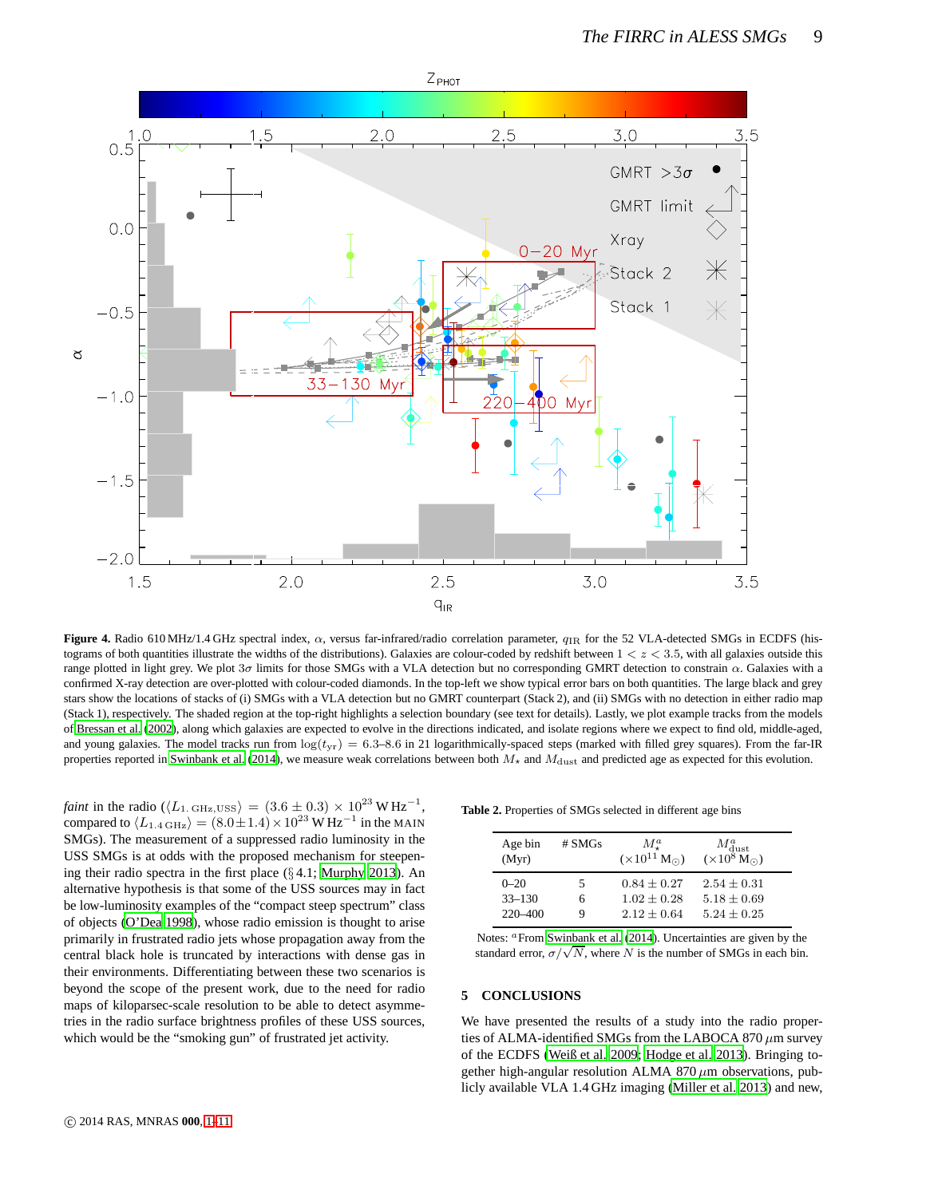**Figure 4.** Radio 610 MHz/1.4 GHz spectral index, $\alpha$, versus far-infrared/radio correlation parameter, $q_{\rm IR}$ for the 52 VLA-detected SMGs in ECDFS (histograms of both quantities illustrate the widths of the distributions). Galaxies are colour-coded by redshift between $1 < z < 3.5$, with all galaxies outside this range plotted in light grey. We plot $3\sigma$ limits for those SMGs with a VLA detection but no corresponding GMRT detection to constrain $\alpha$. Galaxies with a confirmed X-ray detection are over-plotted with colour-coded diamonds. In the top-left we show typical error bars on both quantities. The large black and grey stars show the locations of stacks of (i) SMGs with a VLA detection but no GMRT counterpart (Stack 2), and (ii) SMGs with no detection in either radio map (Stack 1), respectively. The shaded region at the top-right highlights a selection boundary (see text for details). Lastly, we plot example tracks from the models of Bressan et al. (2002), along which galaxies are expected to evolve in the directions indicated, and isolate regions where we expect to find old, middle-aged, and young galaxies. The model tracks run from $\log(t_{\rm yr}) = 6.3$–$8.6$ in 21 logarithmically-spaced steps (marked with filled grey squares). From the far-IR properties reported in Swinbank et al. (2014), we measure weak correlations between both $M_\star$ and $M_{\rm dust}$ and predicted age as expected for this evolution.

*faint* in the radio ($\langle L_{1.\,\rm GHz,USS}\rangle = (3.6 \pm 0.3) \times 10^{23}$ W Hz$^{-1}$, compared to $\langle L_{1.4\,\rm GHz}\rangle = (8.0 \pm 1.4) \times 10^{23}$ W Hz$^{-1}$ in the MAIN SMGs). The measurement of a suppressed radio luminosity in the USS SMGs is at odds with the proposed mechanism for steepening their radio spectra in the first place (§ 4.1; Murphy 2013). An alternative hypothesis is that some of the USS sources may in fact be low-luminosity examples of the "compact steep spectrum" class of objects (O'Dea 1998), whose radio emission is thought to arise primarily in frustrated radio jets whose propagation away from the central black hole is truncated by interactions with dense gas in their environments. Differentiating between these two scenarios is beyond the scope of the present work, due to the need for radio maps of kiloparsec-scale resolution to be able to detect asymmetries in the radio surface brightness profiles of these USS sources, which would be the "smoking gun" of frustrated jet activity.

**Table 2.** Properties of SMGs selected in different age bins

| Age bin (Myr) | # SMGs | $M_\star^a$ ($\times 10^{11}\,{\rm M}_\odot$) | $M_{\rm dust}^a$ ($\times 10^8\,{\rm M}_\odot$) |
|---|---|---|---|
| 0–20 | 5 | $0.84 \pm 0.27$ | $2.54 \pm 0.31$ |
| 33–130 | 6 | $1.02 \pm 0.28$ | $5.18 \pm 0.69$ |
| 220–400 | 9 | $2.12 \pm 0.64$ | $5.24 \pm 0.25$ |

Notes: $^a$From Swinbank et al. (2014). Uncertainties are given by the standard error, $\sigma/\sqrt{N}$, where $N$ is the number of SMGs in each bin.

## 5 CONCLUSIONS

We have presented the results of a study into the radio properties of ALMA-identified SMGs from the LABOCA 870 $\mu$m survey of the ECDFS (Weiß et al. 2009; Hodge et al. 2013). Bringing together high-angular resolution ALMA 870 $\mu$m observations, publicly available VLA 1.4 GHz imaging (Miller et al. 2013) and new,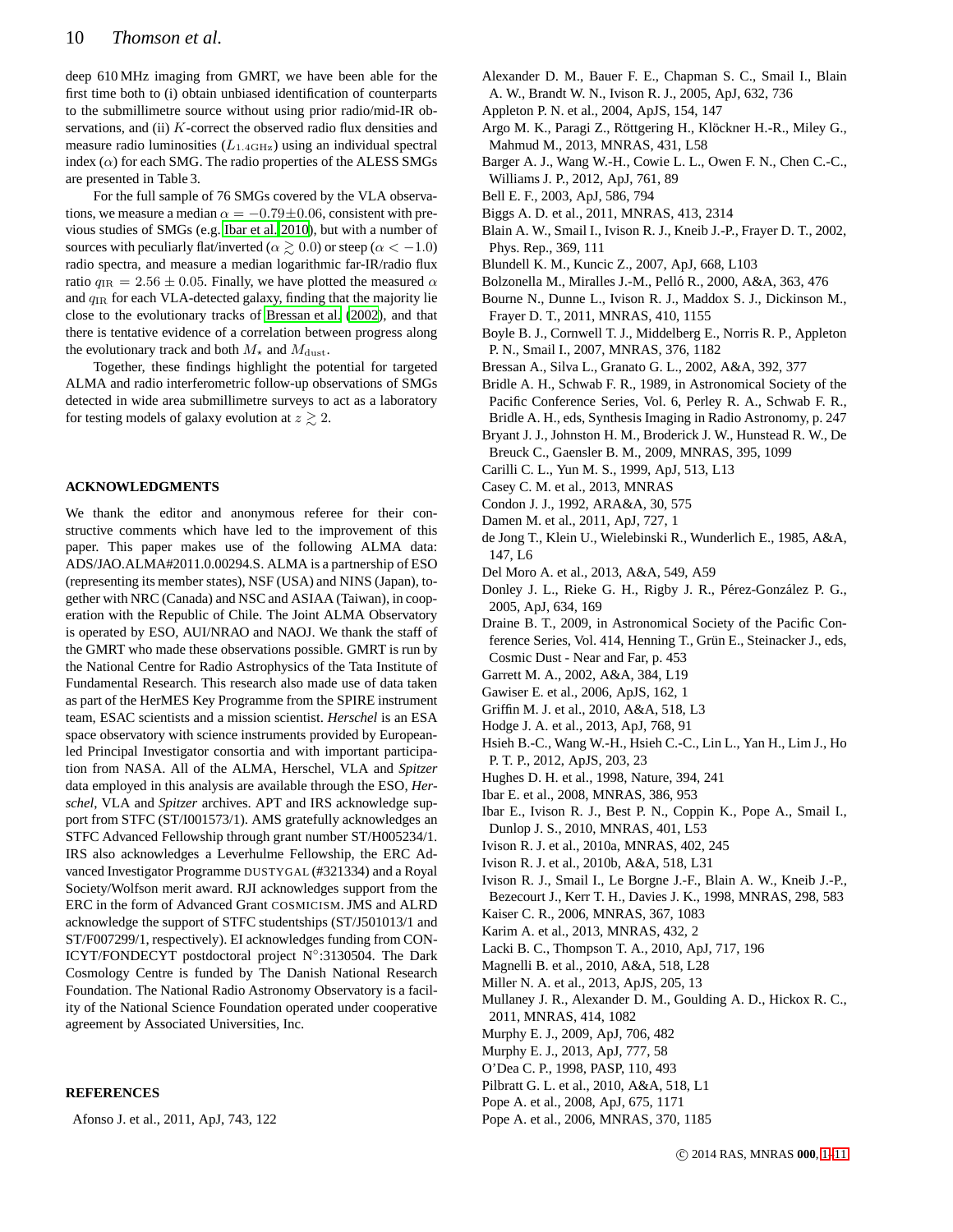deep 610 MHz imaging from GMRT, we have been able for the first time both to (i) obtain unbiased identification of counterparts to the submillimetre source without using prior radio/mid-IR observations, and (ii) $K$-correct the observed radio flux densities and measure radio luminosities ($L_{1.4\mathrm{GHz}}$) using an individual spectral index ($\alpha$) for each SMG. The radio properties of the ALESS SMGs are presented in Table 3.

For the full sample of 76 SMGs covered by the VLA observations, we measure a median $\alpha = -0.79 \pm 0.06$, consistent with previous studies of SMGs (e.g. Ibar et al. 2010), but with a number of sources with peculiarly flat/inverted ($\alpha \gtrsim 0.0$) or steep ($\alpha < -1.0$) radio spectra, and measure a median logarithmic far-IR/radio flux ratio $q_{\mathrm{IR}} = 2.56 \pm 0.05$. Finally, we have plotted the measured $\alpha$ and $q_{\mathrm{IR}}$ for each VLA-detected galaxy, finding that the majority lie close to the evolutionary tracks of Bressan et al. (2002), and that there is tentative evidence of a correlation between progress along the evolutionary track and both $M_{\star}$ and $M_{\mathrm{dust}}$.

Together, these findings highlight the potential for targeted ALMA and radio interferometric follow-up observations of SMGs detected in wide area submillimetre surveys to act as a laboratory for testing models of galaxy evolution at $z \gtrsim 2$.

## ACKNOWLEDGMENTS

We thank the editor and anonymous referee for their constructive comments which have led to the improvement of this paper. This paper makes use of the following ALMA data: ADS/JAO.ALMA#2011.0.00294.S. ALMA is a partnership of ESO (representing its member states), NSF (USA) and NINS (Japan), together with NRC (Canada) and NSC and ASIAA (Taiwan), in cooperation with the Republic of Chile. The Joint ALMA Observatory is operated by ESO, AUI/NRAO and NAOJ. We thank the staff of the GMRT who made these observations possible. GMRT is run by the National Centre for Radio Astrophysics of the Tata Institute of Fundamental Research. This research also made use of data taken as part of the HerMES Key Programme from the SPIRE instrument team, ESAC scientists and a mission scientist. *Herschel* is an ESA space observatory with science instruments provided by European-led Principal Investigator consortia and with important participation from NASA. All of the ALMA, Herschel, VLA and *Spitzer* data employed in this analysis are available through the ESO, *Herschel*, VLA and *Spitzer* archives. APT and IRS acknowledge support from STFC (ST/I001573/1). AMS gratefully acknowledges an STFC Advanced Fellowship through grant number ST/H005234/1. IRS also acknowledges a Leverhulme Fellowship, the ERC Advanced Investigator Programme DUSTYGAL (#321334) and a Royal Society/Wolfson merit award. RJI acknowledges support from the ERC in the form of Advanced Grant COSMICISM. JMS and ALRD acknowledge the support of STFC studentships (ST/J501013/1 and ST/F007299/1, respectively). EI acknowledges funding from CONICYT/FONDECYT postdoctoral project N°:3130504. The Dark Cosmology Centre is funded by The Danish National Research Foundation. The National Radio Astronomy Observatory is a facility of the National Science Foundation operated under cooperative agreement by Associated Universities, Inc.

## REFERENCES

Afonso J. et al., 2011, ApJ, 743, 122
Alexander D. M., Bauer F. E., Chapman S. C., Smail I., Blain A. W., Brandt W. N., Ivison R. J., 2005, ApJ, 632, 736
Appleton P. N. et al., 2004, ApJS, 154, 147
Argo M. K., Paragi Z., Röttgering H., Klöckner H.-R., Miley G., Mahmud M., 2013, MNRAS, 431, L58
Barger A. J., Wang W.-H., Cowie L. L., Owen F. N., Chen C.-C., Williams J. P., 2012, ApJ, 761, 89
Bell E. F., 2003, ApJ, 586, 794
Biggs A. D. et al., 2011, MNRAS, 413, 2314
Blain A. W., Smail I., Ivison R. J., Kneib J.-P., Frayer D. T., 2002, Phys. Rep., 369, 111
Blundell K. M., Kuncic Z., 2007, ApJ, 668, L103
Bolzonella M., Miralles J.-M., Pelló R., 2000, A&A, 363, 476
Bourne N., Dunne L., Ivison R. J., Maddox S. J., Dickinson M., Frayer D. T., 2011, MNRAS, 410, 1155
Boyle B. J., Cornwell T. J., Middelberg E., Norris R. P., Appleton P. N., Smail I., 2007, MNRAS, 376, 1182
Bressan A., Silva L., Granato G. L., 2002, A&A, 392, 377
Bridle A. H., Schwab F. R., 1989, in Astronomical Society of the Pacific Conference Series, Vol. 6, Perley R. A., Schwab F. R., Bridle A. H., eds, Synthesis Imaging in Radio Astronomy, p. 247
Bryant J. J., Johnston H. M., Broderick J. W., Hunstead R. W., De Breuck C., Gaensler B. M., 2009, MNRAS, 395, 1099
Carilli C. L., Yun M. S., 1999, ApJ, 513, L13
Casey C. M. et al., 2013, MNRAS
Condon J. J., 1992, ARA&A, 30, 575
Damen M. et al., 2011, ApJ, 727, 1
de Jong T., Klein U., Wielebinski R., Wunderlich E., 1985, A&A, 147, L6
Del Moro A. et al., 2013, A&A, 549, A59
Donley J. L., Rieke G. H., Rigby J. R., Pérez-González P. G., 2005, ApJ, 634, 169
Draine B. T., 2009, in Astronomical Society of the Pacific Conference Series, Vol. 414, Henning T., Grün E., Steinacker J., eds, Cosmic Dust - Near and Far, p. 453
Garrett M. A., 2002, A&A, 384, L19
Gawiser E. et al., 2006, ApJS, 162, 1
Griffin M. J. et al., 2010, A&A, 518, L3
Hodge J. A. et al., 2013, ApJ, 768, 91
Hsieh B.-C., Wang W.-H., Hsieh C.-C., Lin L., Yan H., Lim J., Ho P. T. P., 2012, ApJS, 203, 23
Hughes D. H. et al., 1998, Nature, 394, 241
Ibar E. et al., 2008, MNRAS, 386, 953
Ibar E., Ivison R. J., Best P. N., Coppin K., Pope A., Smail I., Dunlop J. S., 2010, MNRAS, 401, L53
Ivison R. J. et al., 2010a, MNRAS, 402, 245
Ivison R. J. et al., 2010b, A&A, 518, L31
Ivison R. J., Smail I., Le Borgne J.-F., Blain A. W., Kneib J.-P., Bezecourt J., Kerr T. H., Davies J. K., 1998, MNRAS, 298, 583
Kaiser C. R., 2006, MNRAS, 367, 1083
Karim A. et al., 2013, MNRAS, 432, 2
Lacki B. C., Thompson T. A., 2010, ApJ, 717, 196
Magnelli B. et al., 2010, A&A, 518, L28
Miller N. A. et al., 2013, ApJS, 205, 13
Mullaney J. R., Alexander D. M., Goulding A. D., Hickox R. C., 2011, MNRAS, 414, 1082
Murphy E. J., 2009, ApJ, 706, 482
Murphy E. J., 2013, ApJ, 777, 58
O'Dea C. P., 1998, PASP, 110, 493
Pilbratt G. L. et al., 2010, A&A, 518, L1
Pope A. et al., 2008, ApJ, 675, 1171
Pope A. et al., 2006, MNRAS, 370, 1185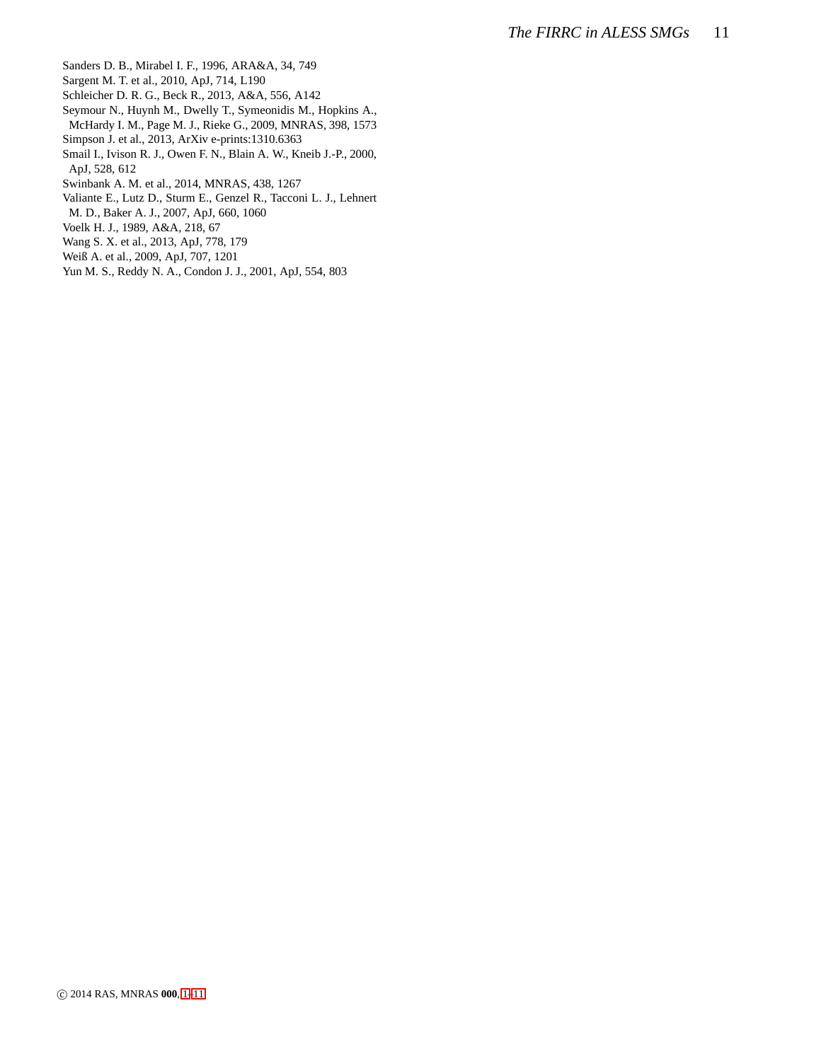Sanders D. B., Mirabel I. F., 1996, ARA&A, 34, 749

Sargent M. T. et al., 2010, ApJ, 714, L190

Schleicher D. R. G., Beck R., 2013, A&A, 556, A142

Seymour N., Huynh M., Dwelly T., Symeonidis M., Hopkins A., McHardy I. M., Page M. J., Rieke G., 2009, MNRAS, 398, 1573

Simpson J. et al., 2013, ArXiv e-prints:1310.6363

Smail I., Ivison R. J., Owen F. N., Blain A. W., Kneib J.-P., 2000, ApJ, 528, 612

Swinbank A. M. et al., 2014, MNRAS, 438, 1267

Valiante E., Lutz D., Sturm E., Genzel R., Tacconi L. J., Lehnert M. D., Baker A. J., 2007, ApJ, 660, 1060

Voelk H. J., 1989, A&A, 218, 67

Wang S. X. et al., 2013, ApJ, 778, 179

Weiß A. et al., 2009, ApJ, 707, 1201

Yun M. S., Reddy N. A., Condon J. J., 2001, ApJ, 554, 803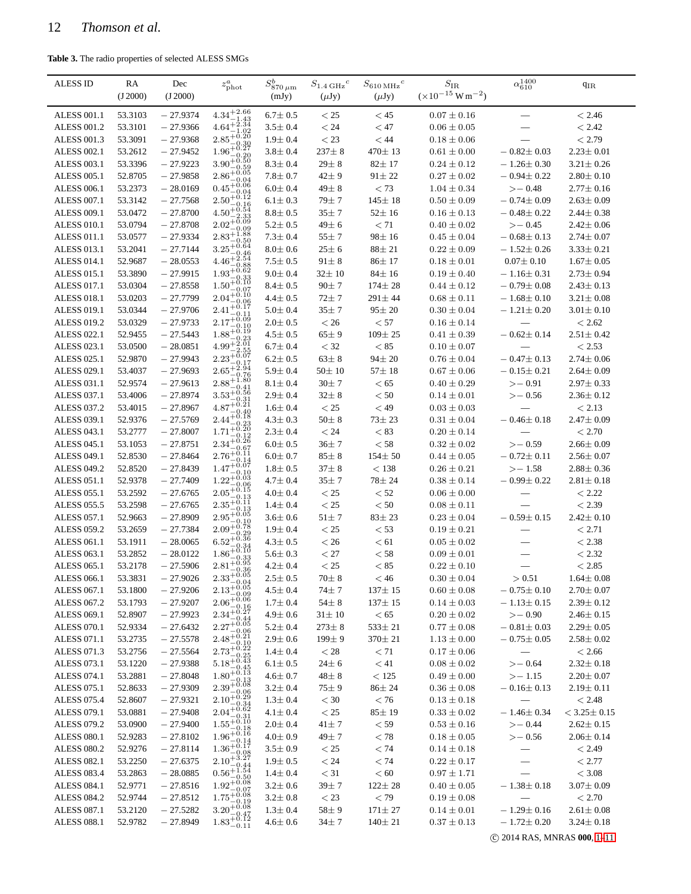**Table 3.** The radio properties of selected ALESS SMGs

| ALESS ID | RA (J 2000) | Dec (J 2000) | $z^{a}_{\rm phot}$ | $S^{b}_{870\,\mu{\rm m}}$ (mJy) | $S_{1.4\,{\rm GHz}}{}^{c}$ ($\mu$Jy) | $S_{610\,{\rm MHz}}{}^{c}$ ($\mu$Jy) | $S_{\rm IR}$ ($\times10^{-15}$ W m$^{-2}$) | $\alpha^{1400}_{610}$ | q$_{\rm IR}$ |
|---|---|---|---|---|---|---|---|---|---|
| ALESS 001.1 | 53.3103 | −27.9374 | $4.34^{+2.66}_{-1.43}$ | 6.7± 0.5 | < 25 | < 45 | 0.07 ± 0.16 | — | < 2.46 |
| ALESS 001.2 | 53.3101 | −27.9366 | $4.64^{+2.34}_{-1.02}$ | 3.5± 0.4 | < 24 | < 47 | 0.06 ± 0.05 | — | < 2.42 |
| ALESS 001.3 | 53.3091 | −27.9368 | $2.85^{+0.20}_{-0.30}$ | 1.9± 0.4 | < 23 | < 44 | 0.18 ± 0.06 | — | < 2.79 |
| ALESS 002.1 | 53.2612 | −27.9452 | $1.96^{+0.27}_{-0.20}$ | 3.8± 0.4 | 237± 8 | 470± 13 | 0.61 ± 0.00 | −0.82± 0.03 | 2.23± 0.01 |
| ALESS 003.1 | 53.3396 | −27.9223 | $3.90^{+0.50}_{-0.59}$ | 8.3± 0.4 | 29± 8 | 82± 17 | 0.24 ± 0.12 | −1.26± 0.30 | 3.21± 0.26 |
| ALESS 005.1 | 52.8705 | −27.9858 | $2.86^{+0.05}_{-0.04}$ | 7.8± 0.7 | 42± 9 | 91± 22 | 0.27 ± 0.02 | −0.94± 0.22 | 2.80± 0.10 |
| ALESS 006.1 | 53.2373 | −28.0169 | $0.45^{+0.06}_{-0.04}$ | 6.0± 0.4 | 49± 8 | < 73 | 1.04 ± 0.34 | >−0.48 | 2.77± 0.16 |
| ALESS 007.1 | 53.3142 | −27.7568 | $2.50^{+0.12}_{-0.16}$ | 6.1± 0.3 | 79± 7 | 145± 18 | 0.50 ± 0.09 | −0.74± 0.09 | 2.63± 0.09 |
| ALESS 009.1 | 53.0472 | −27.8700 | $4.50^{+0.54}_{-2.33}$ | 8.8± 0.5 | 35± 7 | 52± 16 | 0.16 ± 0.13 | −0.48± 0.22 | 2.44± 0.38 |
| ALESS 010.1 | 53.0794 | −27.8708 | $2.02^{+0.09}_{-0.09}$ | 5.2± 0.5 | 49± 6 | < 71 | 0.40 ± 0.02 | >−0.45 | 2.42± 0.06 |
| ALESS 011.1 | 53.0577 | −27.9334 | $2.83^{+1.88}_{-0.50}$ | 7.3± 0.4 | 55± 7 | 98± 16 | 0.45 ± 0.04 | −0.68± 0.13 | 2.74± 0.07 |
| ALESS 013.1 | 53.2041 | −27.7144 | $3.25^{+0.64}_{-0.46}$ | 8.0± 0.6 | 25± 6 | 88± 21 | 0.22 ± 0.09 | −1.52± 0.26 | 3.33± 0.21 |
| ALESS 014.1 | 52.9687 | −28.0553 | $4.46^{+2.54}_{-0.88}$ | 7.5± 0.5 | 91± 8 | 86± 17 | 0.18 ± 0.01 | 0.07± 0.10 | 1.67± 0.05 |
| ALESS 015.1 | 53.3890 | −27.9915 | $1.93^{+0.62}_{-0.33}$ | 9.0± 0.4 | 32± 10 | 84± 16 | 0.19 ± 0.40 | −1.16± 0.31 | 2.73± 0.94 |
| ALESS 017.1 | 53.0304 | −27.8558 | $1.50^{+0.10}_{-0.07}$ | 8.4± 0.5 | 90± 7 | 174± 28 | 0.44 ± 0.12 | −0.79± 0.08 | 2.43± 0.13 |
| ALESS 018.1 | 53.0203 | −27.7799 | $2.04^{+0.10}_{-0.06}$ | 4.4± 0.5 | 72± 7 | 291± 44 | 0.68 ± 0.11 | −1.68± 0.10 | 3.21± 0.08 |
| ALESS 019.1 | 53.0344 | −27.9706 | $2.41^{+0.17}_{-0.11}$ | 5.0± 0.4 | 35± 7 | 95± 20 | 0.30 ± 0.04 | −1.21± 0.20 | 3.01± 0.10 |
| ALESS 019.2 | 53.0329 | −27.9733 | $2.17^{+0.09}_{-0.10}$ | 2.0± 0.5 | < 26 | < 57 | 0.16 ± 0.14 | — | < 2.62 |
| ALESS 022.1 | 52.9455 | −27.5443 | $1.88^{+0.19}_{-0.23}$ | 4.5± 0.5 | 65± 9 | 109± 25 | 0.41 ± 0.39 | −0.62± 0.14 | 2.51± 0.42 |
| ALESS 023.1 | 53.0500 | −28.0851 | $4.99^{+2.01}_{-2.55}$ | 6.7± 0.4 | < 32 | < 85 | 0.10 ± 0.07 | — | < 2.53 |
| ALESS 025.1 | 52.9870 | −27.9943 | $2.23^{+0.07}_{-0.17}$ | 6.2± 0.5 | 63± 8 | 94± 20 | 0.76 ± 0.04 | −0.47± 0.13 | 2.74± 0.06 |
| ALESS 029.1 | 53.4037 | −27.9693 | $2.65^{+2.94}_{-0.76}$ | 5.9± 0.4 | 50± 10 | 57± 18 | 0.67 ± 0.06 | −0.15± 0.21 | 2.64± 0.09 |
| ALESS 031.1 | 52.9574 | −27.9613 | $2.88^{+1.80}_{-0.41}$ | 8.1± 0.4 | 30± 7 | < 65 | 0.40 ± 0.29 | >−0.91 | 2.97± 0.33 |
| ALESS 037.1 | 53.4006 | −27.8974 | $3.53^{+0.56}_{-0.31}$ | 2.9± 0.4 | 32± 8 | < 50 | 0.14 ± 0.01 | >−0.56 | 2.36± 0.12 |
| ALESS 037.2 | 53.4015 | −27.8967 | $4.87^{+0.21}_{-0.40}$ | 1.6± 0.4 | < 25 | < 49 | 0.03 ± 0.03 | — | < 2.13 |
| ALESS 039.1 | 52.9376 | −27.5769 | $2.44^{+0.18}_{-0.23}$ | 4.3± 0.3 | 50± 8 | 73± 23 | 0.31 ± 0.04 | −0.46± 0.18 | 2.47± 0.09 |
| ALESS 043.1 | 53.2777 | −27.8007 | $1.71^{+0.20}_{-0.12}$ | 2.3± 0.4 | < 24 | < 83 | 0.20 ± 0.14 | — | < 2.70 |
| ALESS 045.1 | 53.1053 | −27.8751 | $2.34^{+0.26}_{-0.67}$ | 6.0± 0.5 | 36± 7 | < 58 | 0.32 ± 0.02 | >−0.59 | 2.66± 0.09 |
| ALESS 049.1 | 52.8530 | −27.8464 | $2.76^{+0.11}_{-0.14}$ | 6.0± 0.7 | 85± 8 | 154± 50 | 0.44 ± 0.05 | −0.72± 0.11 | 2.56± 0.07 |
| ALESS 049.2 | 52.8520 | −27.8439 | $1.47^{+0.07}_{-0.10}$ | 1.8± 0.5 | 37± 8 | < 138 | 0.26 ± 0.21 | >−1.58 | 2.88± 0.36 |
| ALESS 051.1 | 52.9378 | −27.7409 | $1.22^{+0.03}_{-0.06}$ | 4.7± 0.4 | 35± 7 | 78± 24 | 0.38 ± 0.14 | −0.99± 0.22 | 2.81± 0.18 |
| ALESS 055.1 | 53.2592 | −27.6765 | $2.05^{+0.15}_{-0.13}$ | 4.0± 0.4 | < 25 | < 52 | 0.06 ± 0.00 | — | < 2.22 |
| ALESS 055.5 | 53.2598 | −27.6765 | $2.35^{+0.11}_{-0.13}$ | 1.4± 0.4 | < 25 | < 50 | 0.08 ± 0.11 | — | < 2.39 |
| ALESS 057.1 | 52.9663 | −27.8909 | $2.95^{+0.05}_{-0.10}$ | 3.6± 0.6 | 51± 7 | 83± 23 | 0.23 ± 0.04 | −0.59± 0.15 | 2.42± 0.10 |
| ALESS 059.2 | 53.2659 | −27.7384 | $2.09^{+0.78}_{-0.29}$ | 1.9± 0.4 | < 25 | < 53 | 0.19 ± 0.21 | — | < 2.71 |
| ALESS 061.1 | 53.1911 | −28.0065 | $6.52^{+0.36}_{-0.34}$ | 4.3± 0.5 | < 26 | < 61 | 0.05 ± 0.02 | — | < 2.38 |
| ALESS 063.1 | 53.2852 | −28.0122 | $1.86^{+0.10}_{-0.33}$ | 5.6± 0.3 | < 27 | < 58 | 0.09 ± 0.01 | — | < 2.32 |
| ALESS 065.1 | 53.2178 | −27.5906 | $2.81^{+0.95}_{-0.36}$ | 4.2± 0.4 | < 25 | < 85 | 0.22 ± 0.10 | — | < 2.85 |
| ALESS 066.1 | 53.3831 | −27.9026 | $2.33^{+0.05}_{-0.04}$ | 2.5± 0.5 | 70± 8 | < 46 | 0.30 ± 0.04 | > 0.51 | 1.64± 0.08 |
| ALESS 067.1 | 53.1800 | −27.9206 | $2.13^{+0.05}_{-0.09}$ | 4.5± 0.4 | 74± 7 | 137± 15 | 0.60 ± 0.08 | −0.75± 0.10 | 2.70± 0.07 |
| ALESS 067.2 | 53.1793 | −27.9207 | $2.06^{+0.06}_{-0.16}$ | 1.7± 0.4 | 54± 8 | 137± 15 | 0.14 ± 0.03 | −1.13± 0.15 | 2.39± 0.12 |
| ALESS 069.1 | 52.8907 | −27.9923 | $2.34^{+0.27}_{-0.44}$ | 4.9± 0.6 | 31± 10 | < 65 | 0.20 ± 0.02 | >−0.90 | 2.46± 0.15 |
| ALESS 070.1 | 52.9334 | −27.6432 | $2.27^{+0.05}_{-0.06}$ | 5.2± 0.4 | 273± 8 | 533± 21 | 0.77 ± 0.08 | −0.81± 0.03 | 2.29± 0.05 |
| ALESS 071.1 | 53.2735 | −27.5578 | $2.48^{+0.21}_{-0.10}$ | 2.9± 0.6 | 199± 9 | 370± 21 | 1.13 ± 0.00 | −0.75± 0.05 | 2.58± 0.02 |
| ALESS 071.3 | 53.2756 | −27.5564 | $2.73^{+0.22}_{-0.25}$ | 1.4± 0.4 | < 28 | < 71 | 0.17 ± 0.06 | — | < 2.66 |
| ALESS 073.1 | 53.1220 | −27.9388 | $5.18^{+0.43}_{-0.45}$ | 6.1± 0.5 | 24± 6 | < 41 | 0.08 ± 0.02 | >−0.64 | 2.32± 0.18 |
| ALESS 074.1 | 53.2881 | −27.8048 | $1.80^{+0.13}_{-0.13}$ | 4.6± 0.7 | 48± 8 | < 125 | 0.49 ± 0.00 | >−1.15 | 2.20± 0.07 |
| ALESS 075.1 | 52.8633 | −27.9309 | $2.39^{+0.08}_{-0.06}$ | 3.2± 0.4 | 75± 9 | 86± 24 | 0.36 ± 0.08 | −0.16± 0.13 | 2.19± 0.11 |
| ALESS 075.4 | 52.8607 | −27.9321 | $2.10^{+0.29}_{-0.34}$ | 1.3± 0.4 | < 30 | < 76 | 0.13 ± 0.18 | — | < 2.48 |
| ALESS 079.1 | 53.0881 | −27.9408 | $2.04^{+0.62}_{-0.31}$ | 4.1± 0.4 | < 25 | 85± 19 | 0.33 ± 0.02 | −1.46± 0.34 | < 3.25± 0.15 |
| ALESS 079.2 | 53.0900 | −27.9400 | $1.55^{+0.10}_{-0.18}$ | 2.0± 0.4 | 41± 7 | < 59 | 0.53 ± 0.16 | >−0.44 | 2.62± 0.15 |
| ALESS 080.1 | 52.9283 | −27.8102 | $1.96^{+0.16}_{-0.14}$ | 4.0± 0.9 | 49± 7 | < 78 | 0.18 ± 0.05 | >−0.56 | 2.06± 0.14 |
| ALESS 080.2 | 52.9276 | −27.8114 | $1.36^{+0.17}_{-0.08}$ | 3.5± 0.9 | < 25 | < 74 | 0.14 ± 0.18 | — | < 2.49 |
| ALESS 082.1 | 53.2250 | −27.6375 | $2.10^{+3.27}_{-0.44}$ | 1.9± 0.5 | < 24 | < 74 | 0.22 ± 0.17 | — | < 2.77 |
| ALESS 083.4 | 53.2863 | −28.0885 | $0.56^{+1.54}_{-0.50}$ | 1.4± 0.4 | < 31 | < 60 | 0.97 ± 1.71 | — | < 3.08 |
| ALESS 084.1 | 52.9771 | −27.8516 | $1.92^{+0.08}_{-0.07}$ | 3.2± 0.6 | 39± 7 | 122± 28 | 0.40 ± 0.05 | −1.38± 0.18 | 3.07± 0.09 |
| ALESS 084.2 | 52.9744 | −27.8512 | $1.75^{+0.08}_{-0.19}$ | 3.2± 0.8 | < 23 | < 79 | 0.19 ± 0.08 | — | < 2.70 |
| ALESS 087.1 | 53.2120 | −27.5282 | $3.20^{+0.08}_{-0.47}$ | 1.3± 0.4 | 58± 9 | 171± 27 | 0.14 ± 0.01 | −1.29± 0.16 | 2.61± 0.08 |
| ALESS 088.1 | 52.9782 | −27.8949 | $1.83^{+0.12}_{-0.11}$ | 4.6± 0.6 | 34± 7 | 140± 21 | 0.37 ± 0.13 | −1.72± 0.20 | 3.24± 0.18 |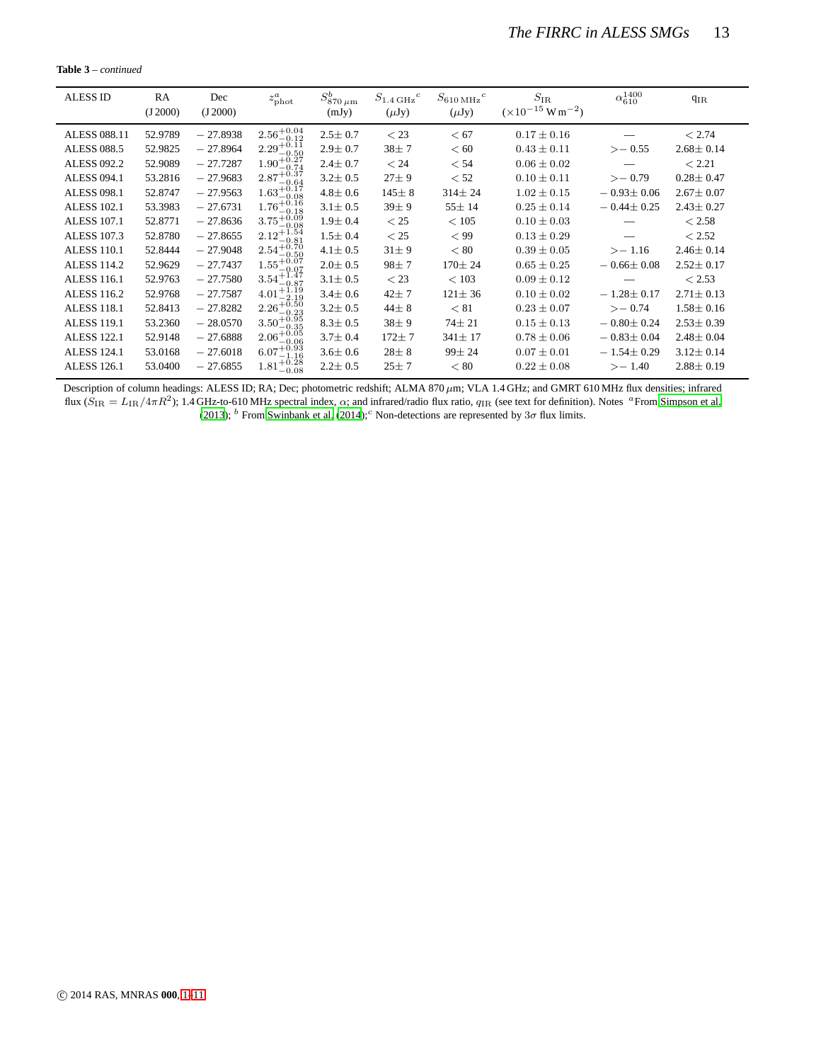**Table 3** – *continued*

| ALESS ID | RA (J 2000) | Dec (J 2000) | $z^{a}_{\rm phot}$ | $S^{b}_{870\,\mu{\rm m}}$ (mJy) | $S_{1.4\,{\rm GHz}}{}^{c}$ ($\mu$Jy) | $S_{610\,{\rm MHz}}{}^{c}$ ($\mu$Jy) | $S_{\rm IR}$ ($\times10^{-15}$ W m$^{-2}$) | $\alpha^{1400}_{610}$ | q$_{\rm IR}$ |
|---|---|---|---|---|---|---|---|---|---|
| ALESS 088.11 | 52.9789 | − 27.8938 | $2.56^{+0.04}_{-0.12}$ | 2.5± 0.7 | < 23 | < 67 | 0.17 ± 0.16 | — | < 2.74 |
| ALESS 088.5 | 52.9825 | − 27.8964 | $2.29^{+0.11}_{-0.50}$ | 2.9± 0.7 | 38± 7 | < 60 | 0.43 ± 0.11 | >− 0.55 | 2.68± 0.14 |
| ALESS 092.2 | 52.9089 | − 27.7287 | $1.90^{+0.27}_{-0.74}$ | 2.4± 0.7 | < 24 | < 54 | 0.06 ± 0.02 | — | < 2.21 |
| ALESS 094.1 | 53.2816 | − 27.9683 | $2.87^{+0.37}_{-0.64}$ | 3.2± 0.5 | 27± 9 | < 52 | 0.10 ± 0.11 | >− 0.79 | 0.28± 0.47 |
| ALESS 098.1 | 52.8747 | − 27.9563 | $1.63^{+0.17}_{-0.08}$ | 4.8± 0.6 | 145± 8 | 314± 24 | 1.02 ± 0.15 | − 0.93± 0.06 | 2.67± 0.07 |
| ALESS 102.1 | 53.3983 | − 27.6731 | $1.76^{+0.16}_{-0.18}$ | 3.1± 0.5 | 39± 9 | 55± 14 | 0.25 ± 0.14 | − 0.44± 0.25 | 2.43± 0.27 |
| ALESS 107.1 | 52.8771 | − 27.8636 | $3.75^{+0.09}_{-0.08}$ | 1.9± 0.4 | < 25 | < 105 | 0.10 ± 0.03 | — | < 2.58 |
| ALESS 107.3 | 52.8780 | − 27.8655 | $2.12^{+1.54}_{-0.81}$ | 1.5± 0.4 | < 25 | < 99 | 0.13 ± 0.29 | — | < 2.52 |
| ALESS 110.1 | 52.8444 | − 27.9048 | $2.54^{+0.70}_{-0.50}$ | 4.1± 0.5 | 31± 9 | < 80 | 0.39 ± 0.05 | >− 1.16 | 2.46± 0.14 |
| ALESS 114.2 | 52.9629 | − 27.7437 | $1.55^{+0.07}_{-0.07}$ | 2.0± 0.5 | 98± 7 | 170± 24 | 0.65 ± 0.25 | − 0.66± 0.08 | 2.52± 0.17 |
| ALESS 116.1 | 52.9763 | − 27.7580 | $3.54^{+1.47}_{-0.87}$ | 3.1± 0.5 | < 23 | < 103 | 0.09 ± 0.12 | — | < 2.53 |
| ALESS 116.2 | 52.9768 | − 27.7587 | $4.01^{+1.19}_{-2.19}$ | 3.4± 0.6 | 42± 7 | 121± 36 | 0.10 ± 0.02 | − 1.28± 0.17 | 2.71± 0.13 |
| ALESS 118.1 | 52.8413 | − 27.8282 | $2.26^{+0.50}_{-0.23}$ | 3.2± 0.5 | 44± 8 | < 81 | 0.23 ± 0.07 | >− 0.74 | 1.58± 0.16 |
| ALESS 119.1 | 53.2360 | − 28.0570 | $3.50^{+0.95}_{-0.35}$ | 8.3± 0.5 | 38± 9 | 74± 21 | 0.15 ± 0.13 | − 0.80± 0.24 | 2.53± 0.39 |
| ALESS 122.1 | 52.9148 | − 27.6888 | $2.06^{+0.05}_{-0.06}$ | 3.7± 0.4 | 172± 7 | 341± 17 | 0.78 ± 0.06 | − 0.83± 0.04 | 2.48± 0.04 |
| ALESS 124.1 | 53.0168 | − 27.6018 | $6.07^{+0.93}_{-1.16}$ | 3.6± 0.6 | 28± 8 | 99± 24 | 0.07 ± 0.01 | − 1.54± 0.29 | 3.12± 0.14 |
| ALESS 126.1 | 53.0400 | − 27.6855 | $1.81^{+0.28}_{-0.08}$ | 2.2± 0.5 | 25± 7 | < 80 | 0.22 ± 0.08 | >− 1.40 | 2.88± 0.19 |

Description of column headings: ALESS ID; RA; Dec; photometric redshift; ALMA 870 $\mu$m; VLA 1.4 GHz; and GMRT 610 MHz flux densities; infrared flux ($S_{\rm IR} = L_{\rm IR}/4\pi R^2$); 1.4 GHz-to-610 MHz spectral index, $\alpha$; and infrared/radio flux ratio, $q_{\rm IR}$ (see text for definition). Notes [a] From Simpson et al. (2013); [b] From Swinbank et al. (2014); [c] Non-detections are represented by 3$\sigma$ flux limits.